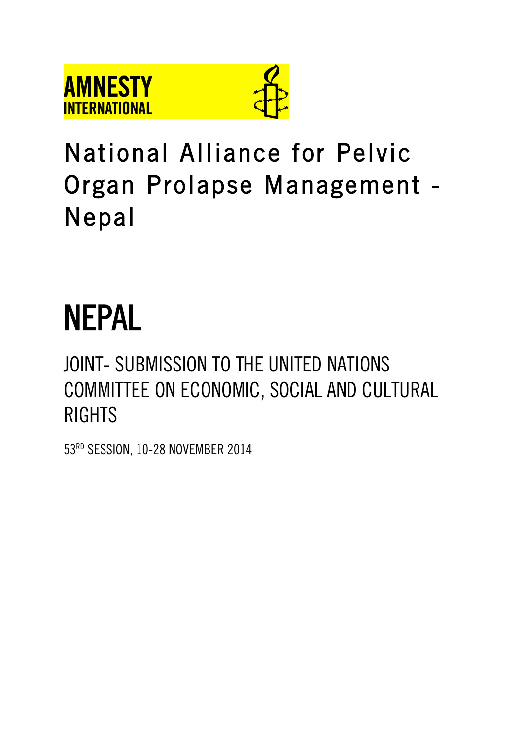AMNESTY INTERNATIONAL

National Alliance for Pelvic Organ Prolapse Management - Nepal

# NEPAL

## JOINT- SUBMISSION TO THE UNITED NATIONS COMMITTEE ON ECONOMIC, SOCIAL AND CULTURAL RIGHTS

53RD SESSION, 10-28 NOVEMBER 2014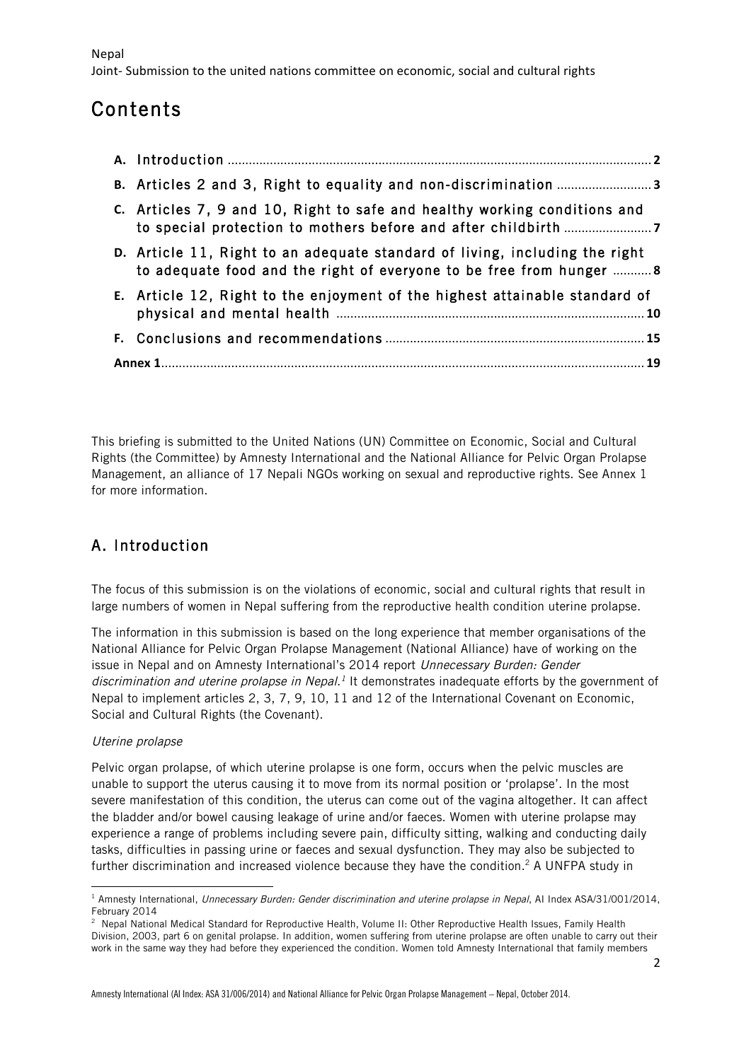# Contents

| | | |
|---|---|---|
| **A.** | Introduction | **2** |
| **B.** | Articles 2 and 3, Right to equality and non-discrimination | **3** |
| **C.** | Articles 7, 9 and 10, Right to safe and healthy working conditions and to special protection to mothers before and after childbirth | **7** |
| **D.** | Article 11, Right to an adequate standard of living, including the right to adequate food and the right of everyone to be free from hunger | **8** |
| **E.** | Article 12, Right to the enjoyment of the highest attainable standard of physical and mental health | **10** |
| **F.** | Conclusions and recommendations | **15** |
| **Annex 1** | | **19** |

This briefing is submitted to the United Nations (UN) Committee on Economic, Social and Cultural Rights (the Committee) by Amnesty International and the National Alliance for Pelvic Organ Prolapse Management, an alliance of 17 Nepali NGOs working on sexual and reproductive rights. See Annex 1 for more information.

## A. Introduction

The focus of this submission is on the violations of economic, social and cultural rights that result in large numbers of women in Nepal suffering from the reproductive health condition uterine prolapse.

The information in this submission is based on the long experience that member organisations of the National Alliance for Pelvic Organ Prolapse Management (National Alliance) have of working on the issue in Nepal and on Amnesty International's 2014 report *Unnecessary Burden: Gender discrimination and uterine prolapse in Nepal.*[1] It demonstrates inadequate efforts by the government of Nepal to implement articles 2, 3, 7, 9, 10, 11 and 12 of the International Covenant on Economic, Social and Cultural Rights (the Covenant).

*Uterine prolapse*

Pelvic organ prolapse, of which uterine prolapse is one form, occurs when the pelvic muscles are unable to support the uterus causing it to move from its normal position or 'prolapse'. In the most severe manifestation of this condition, the uterus can come out of the vagina altogether. It can affect the bladder and/or bowel causing leakage of urine and/or faeces. Women with uterine prolapse may experience a range of problems including severe pain, difficulty sitting, walking and conducting daily tasks, difficulties in passing urine or faeces and sexual dysfunction. They may also be subjected to further discrimination and increased violence because they have the condition.[2] A UNFPA study in

---

[1] Amnesty International, *Unnecessary Burden: Gender discrimination and uterine prolapse in Nepal*, AI Index ASA/31/001/2014, February 2014

[2] Nepal National Medical Standard for Reproductive Health, Volume II: Other Reproductive Health Issues, Family Health Division, 2003, part 6 on genital prolapse. In addition, women suffering from uterine prolapse are often unable to carry out their work in the same way they had before they experienced the condition. Women told Amnesty International that family members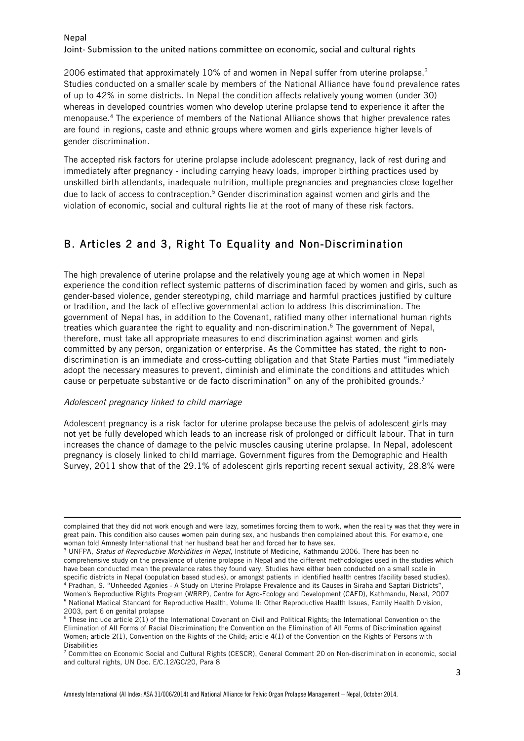2006 estimated that approximately 10% of and women in Nepal suffer from uterine prolapse.[3] Studies conducted on a smaller scale by members of the National Alliance have found prevalence rates of up to 42% in some districts. In Nepal the condition affects relatively young women (under 30) whereas in developed countries women who develop uterine prolapse tend to experience it after the menopause.[4] The experience of members of the National Alliance shows that higher prevalence rates are found in regions, caste and ethnic groups where women and girls experience higher levels of gender discrimination.

The accepted risk factors for uterine prolapse include adolescent pregnancy, lack of rest during and immediately after pregnancy - including carrying heavy loads, improper birthing practices used by unskilled birth attendants, inadequate nutrition, multiple pregnancies and pregnancies close together due to lack of access to contraception.[5] Gender discrimination against women and girls and the violation of economic, social and cultural rights lie at the root of many of these risk factors.

## B. Articles 2 and 3, Right To Equality and Non-Discrimination

The high prevalence of uterine prolapse and the relatively young age at which women in Nepal experience the condition reflect systemic patterns of discrimination faced by women and girls, such as gender-based violence, gender stereotyping, child marriage and harmful practices justified by culture or tradition, and the lack of effective governmental action to address this discrimination. The government of Nepal has, in addition to the Covenant, ratified many other international human rights treaties which guarantee the right to equality and non-discrimination.[6] The government of Nepal, therefore, must take all appropriate measures to end discrimination against women and girls committed by any person, organization or enterprise. As the Committee has stated, the right to non-discrimination is an immediate and cross-cutting obligation and that State Parties must "immediately adopt the necessary measures to prevent, diminish and eliminate the conditions and attitudes which cause or perpetuate substantive or de facto discrimination" on any of the prohibited grounds.[7]

*Adolescent pregnancy linked to child marriage*

Adolescent pregnancy is a risk factor for uterine prolapse because the pelvis of adolescent girls may not yet be fully developed which leads to an increase risk of prolonged or difficult labour. That in turn increases the chance of damage to the pelvic muscles causing uterine prolapse. In Nepal, adolescent pregnancy is closely linked to child marriage. Government figures from the Demographic and Health Survey, 2011 show that of the 29.1% of adolescent girls reporting recent sexual activity, 28.8% were

---

complained that they did not work enough and were lazy, sometimes forcing them to work, when the reality was that they were in great pain. This condition also causes women pain during sex, and husbands then complained about this. For example, one woman told Amnesty International that her husband beat her and forced her to have sex.

[3] UNFPA, *Status of Reproductive Morbidities in Nepal*, Institute of Medicine, Kathmandu 2006. There has been no comprehensive study on the prevalence of uterine prolapse in Nepal and the different methodologies used in the studies which have been conducted mean the prevalence rates they found vary. Studies have either been conducted on a small scale in specific districts in Nepal (population based studies), or amongst patients in identified health centres (facility based studies).

[4] Pradhan, S. "Unheeded Agonies - A Study on Uterine Prolapse Prevalence and its Causes in Siraha and Saptari Districts", Women's Reproductive Rights Program (WRRP), Centre for Agro-Ecology and Development (CAED), Kathmandu, Nepal, 2007

[5] National Medical Standard for Reproductive Health, Volume II: Other Reproductive Health Issues, Family Health Division, 2003, part 6 on genital prolapse

[6] These include article 2(1) of the International Covenant on Civil and Political Rights; the International Convention on the Elimination of All Forms of Racial Discrimination; the Convention on the Elimination of All Forms of Discrimination against Women; article 2(1), Convention on the Rights of the Child; article 4(1) of the Convention on the Rights of Persons with Disabilities

[7] Committee on Economic Social and Cultural Rights (CESCR), General Comment 20 on Non-discrimination in economic, social and cultural rights, UN Doc. E/C.12/GC/20, Para 8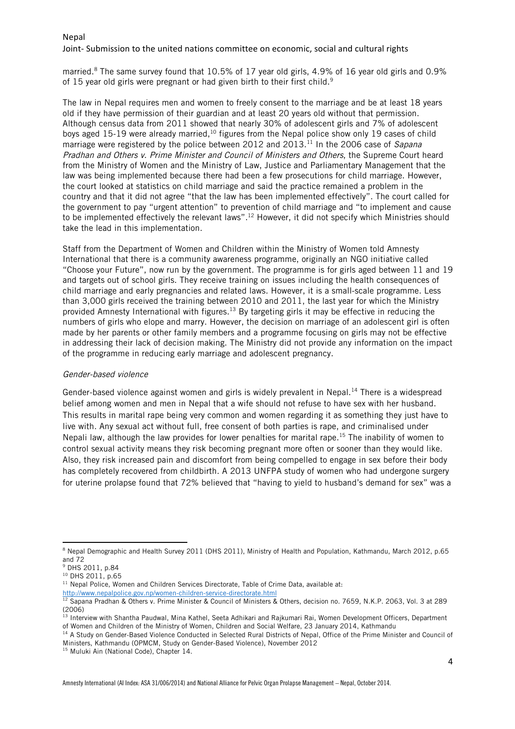married.[8] The same survey found that 10.5% of 17 year old girls, 4.9% of 16 year old girls and 0.9% of 15 year old girls were pregnant or had given birth to their first child.[9]

The law in Nepal requires men and women to freely consent to the marriage and be at least 18 years old if they have permission of their guardian and at least 20 years old without that permission. Although census data from 2011 showed that nearly 30% of adolescent girls and 7% of adolescent boys aged 15-19 were already married,[10] figures from the Nepal police show only 19 cases of child marriage were registered by the police between 2012 and 2013.[11] In the 2006 case of *Sapana Pradhan and Others v. Prime Minister and Council of Ministers and Others*, the Supreme Court heard from the Ministry of Women and the Ministry of Law, Justice and Parliamentary Management that the law was being implemented because there had been a few prosecutions for child marriage. However, the court looked at statistics on child marriage and said the practice remained a problem in the country and that it did not agree "that the law has been implemented effectively". The court called for the government to pay "urgent attention" to prevention of child marriage and "to implement and cause to be implemented effectively the relevant laws".[12] However, it did not specify which Ministries should take the lead in this implementation.

Staff from the Department of Women and Children within the Ministry of Women told Amnesty International that there is a community awareness programme, originally an NGO initiative called "Choose your Future", now run by the government. The programme is for girls aged between 11 and 19 and targets out of school girls. They receive training on issues including the health consequences of child marriage and early pregnancies and related laws. However, it is a small-scale programme. Less than 3,000 girls received the training between 2010 and 2011, the last year for which the Ministry provided Amnesty International with figures.[13] By targeting girls it may be effective in reducing the numbers of girls who elope and marry. However, the decision on marriage of an adolescent girl is often made by her parents or other family members and a programme focusing on girls may not be effective in addressing their lack of decision making. The Ministry did not provide any information on the impact of the programme in reducing early marriage and adolescent pregnancy.

*Gender-based violence*

Gender-based violence against women and girls is widely prevalent in Nepal.[14] There is a widespread belief among women and men in Nepal that a wife should not refuse to have sex with her husband. This results in marital rape being very common and women regarding it as something they just have to live with. Any sexual act without full, free consent of both parties is rape, and criminalised under Nepali law, although the law provides for lower penalties for marital rape.[15] The inability of women to control sexual activity means they risk becoming pregnant more often or sooner than they would like. Also, they risk increased pain and discomfort from being compelled to engage in sex before their body has completely recovered from childbirth. A 2013 UNFPA study of women who had undergone surgery for uterine prolapse found that 72% believed that "having to yield to husband's demand for sex" was a

---

[8] Nepal Demographic and Health Survey 2011 (DHS 2011), Ministry of Health and Population, Kathmandu, March 2012, p.65 and 72

[9] DHS 2011, p.84

[10] DHS 2011, p.65

[11] Nepal Police, Women and Children Services Directorate, Table of Crime Data, available at: http://www.nepalpolice.gov.np/women-children-service-directorate.html

[12] Sapana Pradhan & Others v. Prime Minister & Council of Ministers & Others, decision no. 7659, N.K.P. 2063, Vol. 3 at 289 (2006)

[13] Interview with Shantha Paudwal, Mina Kathel, Seeta Adhikari and Rajkumari Rai, Women Development Officers, Department of Women and Children of the Ministry of Women, Children and Social Welfare, 23 January 2014, Kathmandu

[14] A Study on Gender-Based Violence Conducted in Selected Rural Districts of Nepal, Office of the Prime Minister and Council of Ministers, Kathmandu (OPMCM, Study on Gender-Based Violence), November 2012

[15] Muluki Ain (National Code), Chapter 14.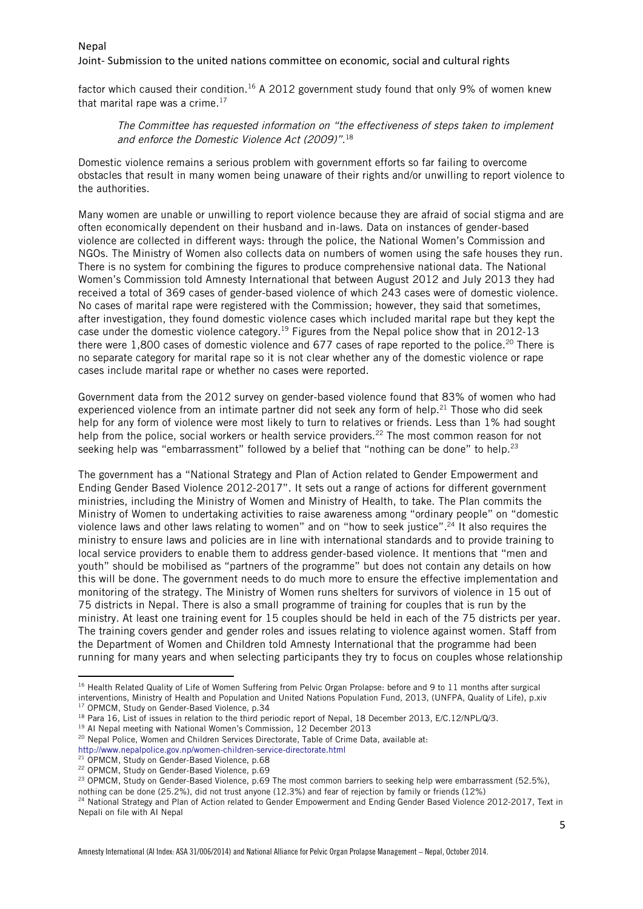factor which caused their condition.[16] A 2012 government study found that only 9% of women knew that marital rape was a crime.[17]

> *The Committee has requested information on "the effectiveness of steps taken to implement and enforce the Domestic Violence Act (2009)".*[18]

Domestic violence remains a serious problem with government efforts so far failing to overcome obstacles that result in many women being unaware of their rights and/or unwilling to report violence to the authorities.

Many women are unable or unwilling to report violence because they are afraid of social stigma and are often economically dependent on their husband and in-laws. Data on instances of gender-based violence are collected in different ways: through the police, the National Women's Commission and NGOs. The Ministry of Women also collects data on numbers of women using the safe houses they run. There is no system for combining the figures to produce comprehensive national data. The National Women's Commission told Amnesty International that between August 2012 and July 2013 they had received a total of 369 cases of gender-based violence of which 243 cases were of domestic violence. No cases of marital rape were registered with the Commission; however, they said that sometimes, after investigation, they found domestic violence cases which included marital rape but they kept the case under the domestic violence category.[19] Figures from the Nepal police show that in 2012-13 there were 1,800 cases of domestic violence and 677 cases of rape reported to the police.[20] There is no separate category for marital rape so it is not clear whether any of the domestic violence or rape cases include marital rape or whether no cases were reported.

Government data from the 2012 survey on gender-based violence found that 83% of women who had experienced violence from an intimate partner did not seek any form of help.[21] Those who did seek help for any form of violence were most likely to turn to relatives or friends. Less than 1% had sought help from the police, social workers or health service providers.[22] The most common reason for not seeking help was "embarrassment" followed by a belief that "nothing can be done" to help.[23]

The government has a "National Strategy and Plan of Action related to Gender Empowerment and Ending Gender Based Violence 2012-2017". It sets out a range of actions for different government ministries, including the Ministry of Women and Ministry of Health, to take. The Plan commits the Ministry of Women to undertaking activities to raise awareness among "ordinary people" on "domestic violence laws and other laws relating to women" and on "how to seek justice".[24] It also requires the ministry to ensure laws and policies are in line with international standards and to provide training to local service providers to enable them to address gender-based violence. It mentions that "men and youth" should be mobilised as "partners of the programme" but does not contain any details on how this will be done. The government needs to do much more to ensure the effective implementation and monitoring of the strategy. The Ministry of Women runs shelters for survivors of violence in 15 out of 75 districts in Nepal. There is also a small programme of training for couples that is run by the ministry. At least one training event for 15 couples should be held in each of the 75 districts per year. The training covers gender and gender roles and issues relating to violence against women. Staff from the Department of Women and Children told Amnesty International that the programme had been running for many years and when selecting participants they try to focus on couples whose relationship

---

[16] Health Related Quality of Life of Women Suffering from Pelvic Organ Prolapse: before and 9 to 11 months after surgical interventions, Ministry of Health and Population and United Nations Population Fund, 2013, (UNFPA, Quality of Life), p.xiv

[17] OPMCM, Study on Gender-Based Violence, p.34

[18] Para 16, List of issues in relation to the third periodic report of Nepal, 18 December 2013, E/C.12/NPL/Q/3.

[19] AI Nepal meeting with National Women's Commission, 12 December 2013

[20] Nepal Police, Women and Children Services Directorate, Table of Crime Data, available at: http://www.nepalpolice.gov.np/women-children-service-directorate.html

[21] OPMCM, Study on Gender-Based Violence, p.68

[22] OPMCM, Study on Gender-Based Violence, p.69

[23] OPMCM, Study on Gender-Based Violence, p.69 The most common barriers to seeking help were embarrassment (52.5%), nothing can be done (25.2%), did not trust anyone (12.3%) and fear of rejection by family or friends (12%)

[24] National Strategy and Plan of Action related to Gender Empowerment and Ending Gender Based Violence 2012-2017, Text in Nepali on file with AI Nepal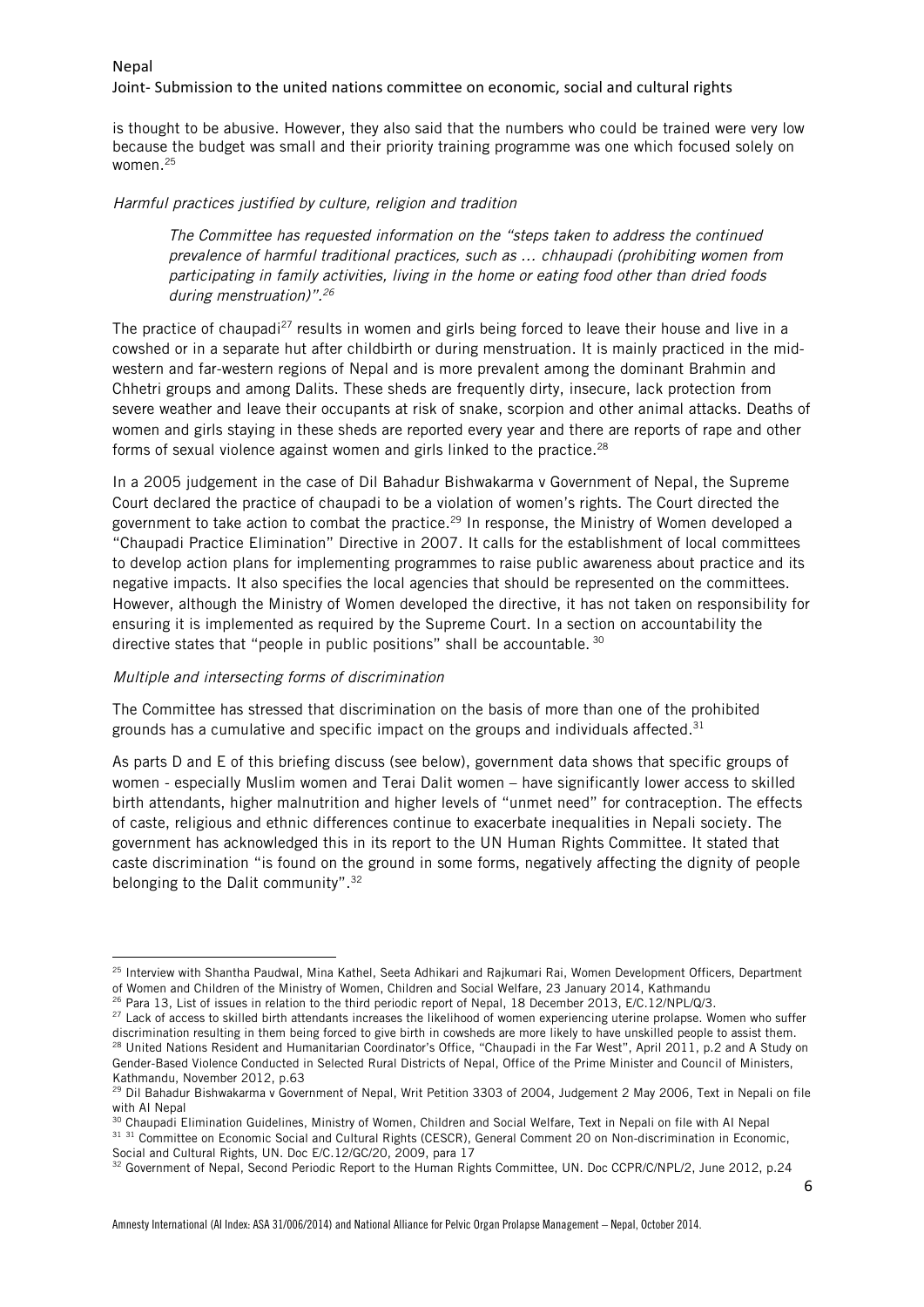is thought to be abusive. However, they also said that the numbers who could be trained were very low because the budget was small and their priority training programme was one which focused solely on women.[25]

*Harmful practices justified by culture, religion and tradition*

> *The Committee has requested information on the "steps taken to address the continued prevalence of harmful traditional practices, such as … chhaupadi (prohibiting women from participating in family activities, living in the home or eating food other than dried foods during menstruation)".[26]*

The practice of chaupadi[27] results in women and girls being forced to leave their house and live in a cowshed or in a separate hut after childbirth or during menstruation. It is mainly practiced in the mid-western and far-western regions of Nepal and is more prevalent among the dominant Brahmin and Chhetri groups and among Dalits. These sheds are frequently dirty, insecure, lack protection from severe weather and leave their occupants at risk of snake, scorpion and other animal attacks. Deaths of women and girls staying in these sheds are reported every year and there are reports of rape and other forms of sexual violence against women and girls linked to the practice.[28]

In a 2005 judgement in the case of Dil Bahadur Bishwakarma v Government of Nepal, the Supreme Court declared the practice of chaupadi to be a violation of women's rights. The Court directed the government to take action to combat the practice.[29] In response, the Ministry of Women developed a "Chaupadi Practice Elimination" Directive in 2007. It calls for the establishment of local committees to develop action plans for implementing programmes to raise public awareness about practice and its negative impacts. It also specifies the local agencies that should be represented on the committees. However, although the Ministry of Women developed the directive, it has not taken on responsibility for ensuring it is implemented as required by the Supreme Court. In a section on accountability the directive states that "people in public positions" shall be accountable.[30]

*Multiple and intersecting forms of discrimination*

The Committee has stressed that discrimination on the basis of more than one of the prohibited grounds has a cumulative and specific impact on the groups and individuals affected.[31]

As parts D and E of this briefing discuss (see below), government data shows that specific groups of women - especially Muslim women and Terai Dalit women – have significantly lower access to skilled birth attendants, higher malnutrition and higher levels of "unmet need" for contraception. The effects of caste, religious and ethnic differences continue to exacerbate inequalities in Nepali society. The government has acknowledged this in its report to the UN Human Rights Committee. It stated that caste discrimination "is found on the ground in some forms, negatively affecting the dignity of people belonging to the Dalit community".[32]

---

[25] Interview with Shantha Paudwal, Mina Kathel, Seeta Adhikari and Rajkumari Rai, Women Development Officers, Department of Women and Children of the Ministry of Women, Children and Social Welfare, 23 January 2014, Kathmandu

[26] Para 13, List of issues in relation to the third periodic report of Nepal, 18 December 2013, E/C.12/NPL/Q/3.

[27] Lack of access to skilled birth attendants increases the likelihood of women experiencing uterine prolapse. Women who suffer discrimination resulting in them being forced to give birth in cowsheds are more likely to have unskilled people to assist them.

[28] United Nations Resident and Humanitarian Coordinator's Office, "Chaupadi in the Far West", April 2011, p.2 and A Study on Gender-Based Violence Conducted in Selected Rural Districts of Nepal, Office of the Prime Minister and Council of Ministers, Kathmandu, November 2012, p.63

[29] Dil Bahadur Bishwakarma v Government of Nepal, Writ Petition 3303 of 2004, Judgement 2 May 2006, Text in Nepali on file with AI Nepal

[30] Chaupadi Elimination Guidelines, Ministry of Women, Children and Social Welfare, Text in Nepali on file with AI Nepal

[31] 31 Committee on Economic Social and Cultural Rights (CESCR), General Comment 20 on Non-discrimination in Economic, Social and Cultural Rights, UN. Doc E/C.12/GC/20, 2009, para 17

[32] Government of Nepal, Second Periodic Report to the Human Rights Committee, UN. Doc CCPR/C/NPL/2, June 2012, p.24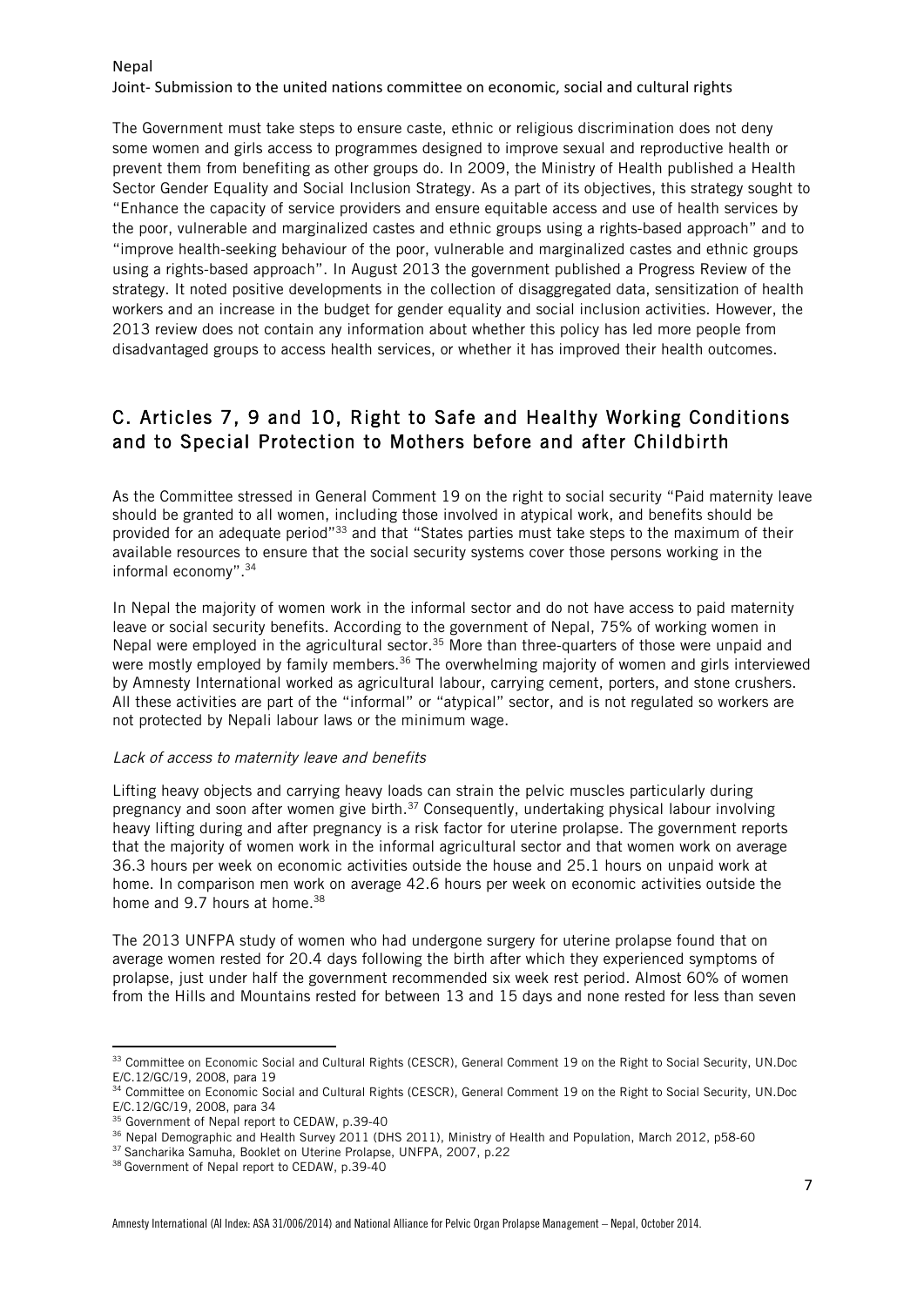The Government must take steps to ensure caste, ethnic or religious discrimination does not deny some women and girls access to programmes designed to improve sexual and reproductive health or prevent them from benefiting as other groups do. In 2009, the Ministry of Health published a Health Sector Gender Equality and Social Inclusion Strategy. As a part of its objectives, this strategy sought to "Enhance the capacity of service providers and ensure equitable access and use of health services by the poor, vulnerable and marginalized castes and ethnic groups using a rights-based approach" and to "improve health-seeking behaviour of the poor, vulnerable and marginalized castes and ethnic groups using a rights-based approach". In August 2013 the government published a Progress Review of the strategy. It noted positive developments in the collection of disaggregated data, sensitization of health workers and an increase in the budget for gender equality and social inclusion activities. However, the 2013 review does not contain any information about whether this policy has led more people from disadvantaged groups to access health services, or whether it has improved their health outcomes.

## C. Articles 7, 9 and 10, Right to Safe and Healthy Working Conditions and to Special Protection to Mothers before and after Childbirth

As the Committee stressed in General Comment 19 on the right to social security "Paid maternity leave should be granted to all women, including those involved in atypical work, and benefits should be provided for an adequate period"[33] and that "States parties must take steps to the maximum of their available resources to ensure that the social security systems cover those persons working in the informal economy".[34]

In Nepal the majority of women work in the informal sector and do not have access to paid maternity leave or social security benefits. According to the government of Nepal, 75% of working women in Nepal were employed in the agricultural sector.[35] More than three-quarters of those were unpaid and were mostly employed by family members.[36] The overwhelming majority of women and girls interviewed by Amnesty International worked as agricultural labour, carrying cement, porters, and stone crushers. All these activities are part of the "informal" or "atypical" sector, and is not regulated so workers are not protected by Nepali labour laws or the minimum wage.

*Lack of access to maternity leave and benefits*

Lifting heavy objects and carrying heavy loads can strain the pelvic muscles particularly during pregnancy and soon after women give birth.[37] Consequently, undertaking physical labour involving heavy lifting during and after pregnancy is a risk factor for uterine prolapse. The government reports that the majority of women work in the informal agricultural sector and that women work on average 36.3 hours per week on economic activities outside the house and 25.1 hours on unpaid work at home. In comparison men work on average 42.6 hours per week on economic activities outside the home and 9.7 hours at home.[38]

The 2013 UNFPA study of women who had undergone surgery for uterine prolapse found that on average women rested for 20.4 days following the birth after which they experienced symptoms of prolapse, just under half the government recommended six week rest period. Almost 60% of women from the Hills and Mountains rested for between 13 and 15 days and none rested for less than seven

---

[33] Committee on Economic Social and Cultural Rights (CESCR), General Comment 19 on the Right to Social Security, UN.Doc E/C.12/GC/19, 2008, para 19

[34] Committee on Economic Social and Cultural Rights (CESCR), General Comment 19 on the Right to Social Security, UN.Doc E/C.12/GC/19, 2008, para 34

[35] Government of Nepal report to CEDAW, p.39-40

[36] Nepal Demographic and Health Survey 2011 (DHS 2011), Ministry of Health and Population, March 2012, p58-60

[37] Sancharika Samuha, Booklet on Uterine Prolapse, UNFPA, 2007, p.22

[38] Government of Nepal report to CEDAW, p.39-40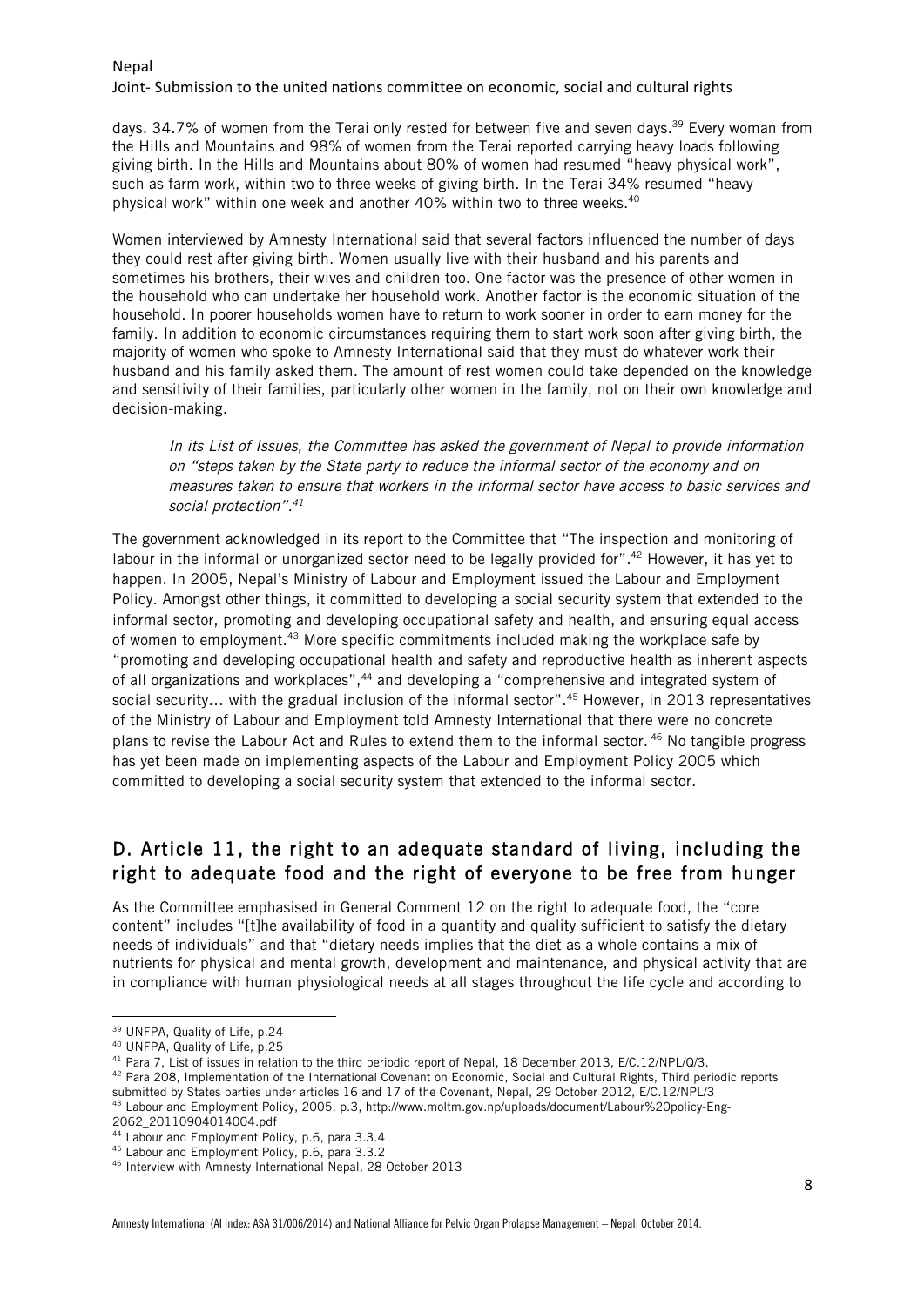days. 34.7% of women from the Terai only rested for between five and seven days.[39] Every woman from the Hills and Mountains and 98% of women from the Terai reported carrying heavy loads following giving birth. In the Hills and Mountains about 80% of women had resumed "heavy physical work", such as farm work, within two to three weeks of giving birth. In the Terai 34% resumed "heavy physical work" within one week and another 40% within two to three weeks.[40]

Women interviewed by Amnesty International said that several factors influenced the number of days they could rest after giving birth. Women usually live with their husband and his parents and sometimes his brothers, their wives and children too. One factor was the presence of other women in the household who can undertake her household work. Another factor is the economic situation of the household. In poorer households women have to return to work sooner in order to earn money for the family. In addition to economic circumstances requiring them to start work soon after giving birth, the majority of women who spoke to Amnesty International said that they must do whatever work their husband and his family asked them. The amount of rest women could take depended on the knowledge and sensitivity of their families, particularly other women in the family, not on their own knowledge and decision-making.

> *In its List of Issues, the Committee has asked the government of Nepal to provide information on "steps taken by the State party to reduce the informal sector of the economy and on measures taken to ensure that workers in the informal sector have access to basic services and social protection".[41]*

The government acknowledged in its report to the Committee that "The inspection and monitoring of labour in the informal or unorganized sector need to be legally provided for".[42] However, it has yet to happen. In 2005, Nepal's Ministry of Labour and Employment issued the Labour and Employment Policy. Amongst other things, it committed to developing a social security system that extended to the informal sector, promoting and developing occupational safety and health, and ensuring equal access of women to employment.[43] More specific commitments included making the workplace safe by "promoting and developing occupational health and safety and reproductive health as inherent aspects of all organizations and workplaces",[44] and developing a "comprehensive and integrated system of social security… with the gradual inclusion of the informal sector".[45] However, in 2013 representatives of the Ministry of Labour and Employment told Amnesty International that there were no concrete plans to revise the Labour Act and Rules to extend them to the informal sector.[46] No tangible progress has yet been made on implementing aspects of the Labour and Employment Policy 2005 which committed to developing a social security system that extended to the informal sector.

## D. Article 11, the right to an adequate standard of living, including the right to adequate food and the right of everyone to be free from hunger

As the Committee emphasised in General Comment 12 on the right to adequate food, the "core content" includes "[t]he availability of food in a quantity and quality sufficient to satisfy the dietary needs of individuals" and that "dietary needs implies that the diet as a whole contains a mix of nutrients for physical and mental growth, development and maintenance, and physical activity that are in compliance with human physiological needs at all stages throughout the life cycle and according to

---

[39] UNFPA, Quality of Life, p.24

[40] UNFPA, Quality of Life, p.25

[41] Para 7, List of issues in relation to the third periodic report of Nepal, 18 December 2013, E/C.12/NPL/Q/3.

[42] Para 208, Implementation of the International Covenant on Economic, Social and Cultural Rights, Third periodic reports submitted by States parties under articles 16 and 17 of the Covenant, Nepal, 29 October 2012, E/C.12/NPL/3

[43] Labour and Employment Policy, 2005, p.3, http://www.moltm.gov.np/uploads/document/Labour%20policy-Eng-2062_20110904014004.pdf

[44] Labour and Employment Policy, p.6, para 3.3.4

[45] Labour and Employment Policy, p.6, para 3.3.2

[46] Interview with Amnesty International Nepal, 28 October 2013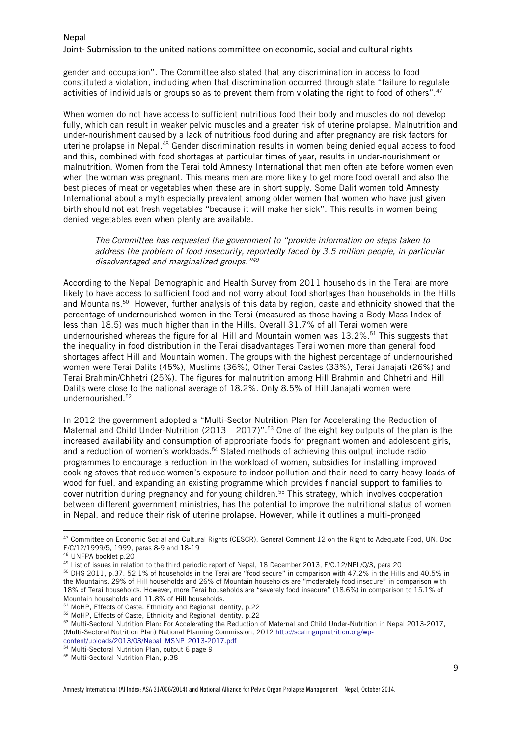gender and occupation". The Committee also stated that any discrimination in access to food constituted a violation, including when that discrimination occurred through state "failure to regulate activities of individuals or groups so as to prevent them from violating the right to food of others".[47]

When women do not have access to sufficient nutritious food their body and muscles do not develop fully, which can result in weaker pelvic muscles and a greater risk of uterine prolapse. Malnutrition and under-nourishment caused by a lack of nutritious food during and after pregnancy are risk factors for uterine prolapse in Nepal.[48] Gender discrimination results in women being denied equal access to food and this, combined with food shortages at particular times of year, results in under-nourishment or malnutrition. Women from the Terai told Amnesty International that men often ate before women even when the woman was pregnant. This means men are more likely to get more food overall and also the best pieces of meat or vegetables when these are in short supply. Some Dalit women told Amnesty International about a myth especially prevalent among older women that women who have just given birth should not eat fresh vegetables "because it will make her sick". This results in women being denied vegetables even when plenty are available.

> *The Committee has requested the government to "provide information on steps taken to address the problem of food insecurity, reportedly faced by 3.5 million people, in particular disadvantaged and marginalized groups."[49]*

According to the Nepal Demographic and Health Survey from 2011 households in the Terai are more likely to have access to sufficient food and not worry about food shortages than households in the Hills and Mountains.[50] However, further analysis of this data by region, caste and ethnicity showed that the percentage of undernourished women in the Terai (measured as those having a Body Mass Index of less than 18.5) was much higher than in the Hills. Overall 31.7% of all Terai women were undernourished whereas the figure for all Hill and Mountain women was 13.2%.[51] This suggests that the inequality in food distribution in the Terai disadvantages Terai women more than general food shortages affect Hill and Mountain women. The groups with the highest percentage of undernourished women were Terai Dalits (45%), Muslims (36%), Other Terai Castes (33%), Terai Janajati (26%) and Terai Brahmin/Chhetri (25%). The figures for malnutrition among Hill Brahmin and Chhetri and Hill Dalits were close to the national average of 18.2%. Only 8.5% of Hill Janajati women were undernourished.[52]

In 2012 the government adopted a "Multi-Sector Nutrition Plan for Accelerating the Reduction of Maternal and Child Under-Nutrition (2013 – 2017)".[53] One of the eight key outputs of the plan is the increased availability and consumption of appropriate foods for pregnant women and adolescent girls, and a reduction of women's workloads.[54] Stated methods of achieving this output include radio programmes to encourage a reduction in the workload of women, subsidies for installing improved cooking stoves that reduce women's exposure to indoor pollution and their need to carry heavy loads of wood for fuel, and expanding an existing programme which provides financial support to families to cover nutrition during pregnancy and for young children.[55] This strategy, which involves cooperation between different government ministries, has the potential to improve the nutritional status of women in Nepal, and reduce their risk of uterine prolapse. However, while it outlines a multi-pronged

---

[47] Committee on Economic Social and Cultural Rights (CESCR), General Comment 12 on the Right to Adequate Food, UN. Doc E/C/12/1999/5, 1999, paras 8-9 and 18-19

[48] UNFPA booklet p.20

[49] List of issues in relation to the third periodic report of Nepal, 18 December 2013, E/C.12/NPL/Q/3, para 20

[50] DHS 2011, p.37. 52.1% of households in the Terai are "food secure" in comparison with 47.2% in the Hills and 40.5% in the Mountains. 29% of Hill households and 26% of Mountain households are "moderately food insecure" in comparison with 18% of Terai households. However, more Terai households are "severely food insecure" (18.6%) in comparison to 15.1% of Mountain households and 11.8% of Hill households.

[51] MoHP, Effects of Caste, Ethnicity and Regional Identity, p.22

[52] MoHP, Effects of Caste, Ethnicity and Regional Identity, p.22

[53] Multi-Sectoral Nutrition Plan: For Accelerating the Reduction of Maternal and Child Under-Nutrition in Nepal 2013-2017, (Multi-Sectoral Nutrition Plan) National Planning Commission, 2012 http://scalingupnutrition.org/wp-content/uploads/2013/03/Nepal_MSNP_2013-2017.pdf

[54] Multi-Sectoral Nutrition Plan, output 6 page 9

[55] Multi-Sectoral Nutrition Plan, p.38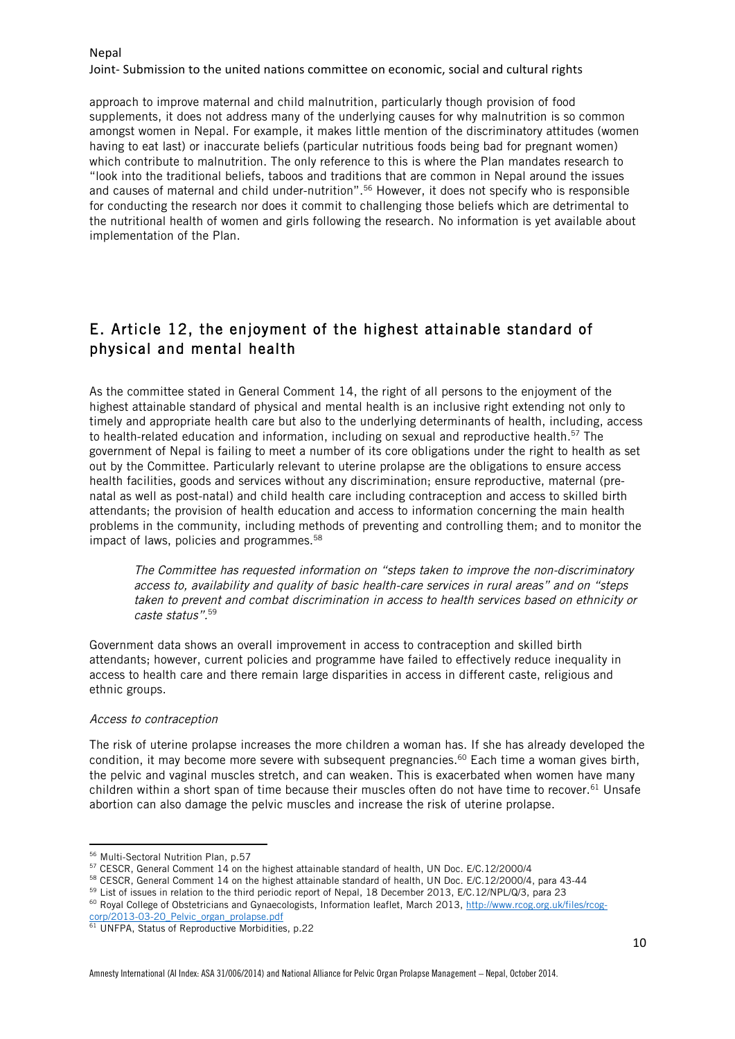approach to improve maternal and child malnutrition, particularly though provision of food supplements, it does not address many of the underlying causes for why malnutrition is so common amongst women in Nepal. For example, it makes little mention of the discriminatory attitudes (women having to eat last) or inaccurate beliefs (particular nutritious foods being bad for pregnant women) which contribute to malnutrition. The only reference to this is where the Plan mandates research to "look into the traditional beliefs, taboos and traditions that are common in Nepal around the issues and causes of maternal and child under-nutrition".[56] However, it does not specify who is responsible for conducting the research nor does it commit to challenging those beliefs which are detrimental to the nutritional health of women and girls following the research. No information is yet available about implementation of the Plan.

## E. Article 12, the enjoyment of the highest attainable standard of physical and mental health

As the committee stated in General Comment 14, the right of all persons to the enjoyment of the highest attainable standard of physical and mental health is an inclusive right extending not only to timely and appropriate health care but also to the underlying determinants of health, including, access to health-related education and information, including on sexual and reproductive health.[57] The government of Nepal is failing to meet a number of its core obligations under the right to health as set out by the Committee. Particularly relevant to uterine prolapse are the obligations to ensure access health facilities, goods and services without any discrimination; ensure reproductive, maternal (pre-natal as well as post-natal) and child health care including contraception and access to skilled birth attendants; the provision of health education and access to information concerning the main health problems in the community, including methods of preventing and controlling them; and to monitor the impact of laws, policies and programmes.[58]

> *The Committee has requested information on "steps taken to improve the non-discriminatory access to, availability and quality of basic health-care services in rural areas" and on "steps taken to prevent and combat discrimination in access to health services based on ethnicity or caste status".*[59]

Government data shows an overall improvement in access to contraception and skilled birth attendants; however, current policies and programme have failed to effectively reduce inequality in access to health care and there remain large disparities in access in different caste, religious and ethnic groups.

*Access to contraception*

The risk of uterine prolapse increases the more children a woman has. If she has already developed the condition, it may become more severe with subsequent pregnancies.[60] Each time a woman gives birth, the pelvic and vaginal muscles stretch, and can weaken. This is exacerbated when women have many children within a short span of time because their muscles often do not have time to recover.[61] Unsafe abortion can also damage the pelvic muscles and increase the risk of uterine prolapse.

---

[56] Multi-Sectoral Nutrition Plan, p.57

[57] CESCR, General Comment 14 on the highest attainable standard of health, UN Doc. E/C.12/2000/4

[58] CESCR, General Comment 14 on the highest attainable standard of health, UN Doc. E/C.12/2000/4, para 43-44

[59] List of issues in relation to the third periodic report of Nepal, 18 December 2013, E/C.12/NPL/Q/3, para 23

[60] Royal College of Obstetricians and Gynaecologists, Information leaflet, March 2013, http://www.rcog.org.uk/files/rcog-corp/2013-03-20_Pelvic_organ_prolapse.pdf

[61] UNFPA, Status of Reproductive Morbidities, p.22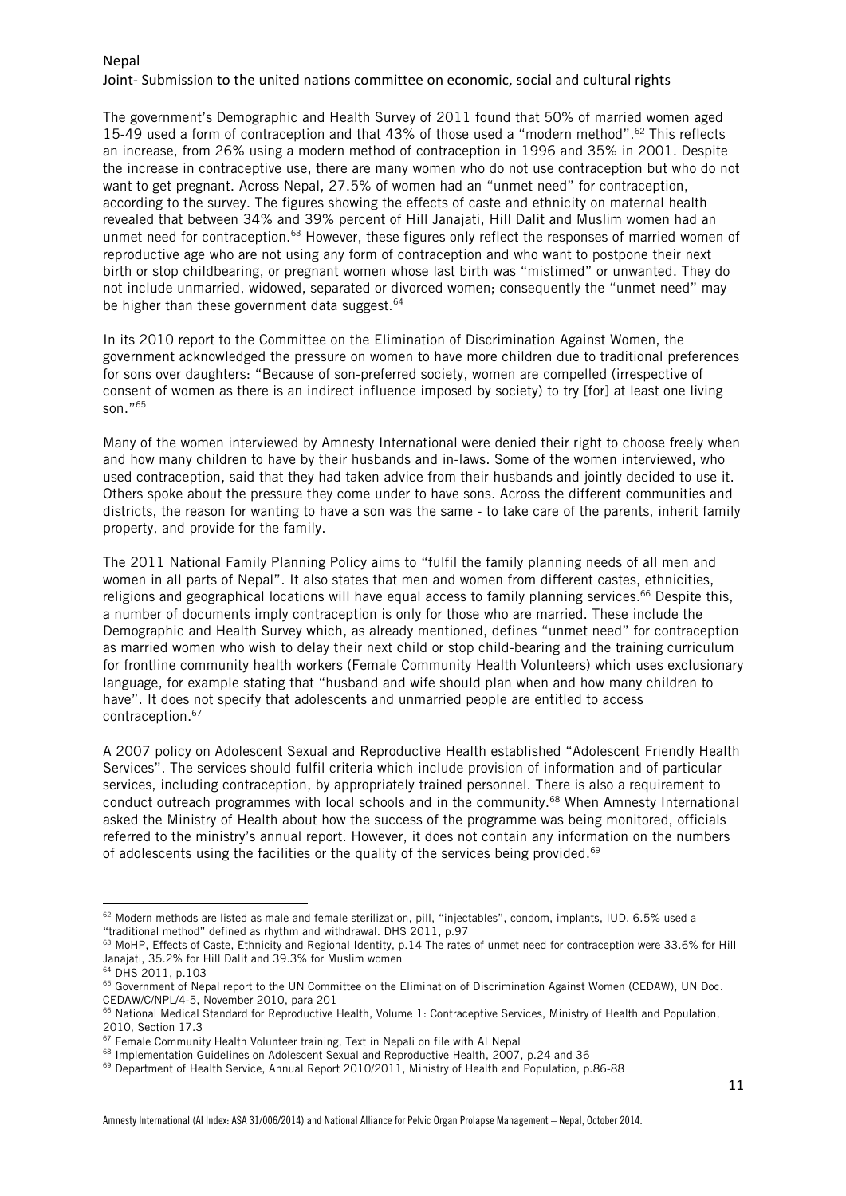The government's Demographic and Health Survey of 2011 found that 50% of married women aged 15-49 used a form of contraception and that 43% of those used a "modern method".[62] This reflects an increase, from 26% using a modern method of contraception in 1996 and 35% in 2001. Despite the increase in contraceptive use, there are many women who do not use contraception but who do not want to get pregnant. Across Nepal, 27.5% of women had an "unmet need" for contraception, according to the survey. The figures showing the effects of caste and ethnicity on maternal health revealed that between 34% and 39% percent of Hill Janajati, Hill Dalit and Muslim women had an unmet need for contraception.[63] However, these figures only reflect the responses of married women of reproductive age who are not using any form of contraception and who want to postpone their next birth or stop childbearing, or pregnant women whose last birth was "mistimed" or unwanted. They do not include unmarried, widowed, separated or divorced women; consequently the "unmet need" may be higher than these government data suggest.[64]

In its 2010 report to the Committee on the Elimination of Discrimination Against Women, the government acknowledged the pressure on women to have more children due to traditional preferences for sons over daughters: "Because of son-preferred society, women are compelled (irrespective of consent of women as there is an indirect influence imposed by society) to try [for] at least one living son."[65]

Many of the women interviewed by Amnesty International were denied their right to choose freely when and how many children to have by their husbands and in-laws. Some of the women interviewed, who used contraception, said that they had taken advice from their husbands and jointly decided to use it. Others spoke about the pressure they come under to have sons. Across the different communities and districts, the reason for wanting to have a son was the same - to take care of the parents, inherit family property, and provide for the family.

The 2011 National Family Planning Policy aims to "fulfil the family planning needs of all men and women in all parts of Nepal". It also states that men and women from different castes, ethnicities, religions and geographical locations will have equal access to family planning services.[66] Despite this, a number of documents imply contraception is only for those who are married. These include the Demographic and Health Survey which, as already mentioned, defines "unmet need" for contraception as married women who wish to delay their next child or stop child-bearing and the training curriculum for frontline community health workers (Female Community Health Volunteers) which uses exclusionary language, for example stating that "husband and wife should plan when and how many children to have". It does not specify that adolescents and unmarried people are entitled to access contraception.[67]

A 2007 policy on Adolescent Sexual and Reproductive Health established "Adolescent Friendly Health Services". The services should fulfil criteria which include provision of information and of particular services, including contraception, by appropriately trained personnel. There is also a requirement to conduct outreach programmes with local schools and in the community.[68] When Amnesty International asked the Ministry of Health about how the success of the programme was being monitored, officials referred to the ministry's annual report. However, it does not contain any information on the numbers of adolescents using the facilities or the quality of the services being provided.[69]

---

[62] Modern methods are listed as male and female sterilization, pill, "injectables", condom, implants, IUD. 6.5% used a "traditional method" defined as rhythm and withdrawal. DHS 2011, p.97

[63] MoHP, Effects of Caste, Ethnicity and Regional Identity, p.14 The rates of unmet need for contraception were 33.6% for Hill Janajati, 35.2% for Hill Dalit and 39.3% for Muslim women

[64] DHS 2011, p.103

[65] Government of Nepal report to the UN Committee on the Elimination of Discrimination Against Women (CEDAW), UN Doc. CEDAW/C/NPL/4-5, November 2010, para 201

[66] National Medical Standard for Reproductive Health, Volume 1: Contraceptive Services, Ministry of Health and Population, 2010, Section 17.3

[67] Female Community Health Volunteer training, Text in Nepali on file with AI Nepal

[68] Implementation Guidelines on Adolescent Sexual and Reproductive Health, 2007, p.24 and 36

[69] Department of Health Service, Annual Report 2010/2011, Ministry of Health and Population, p.86-88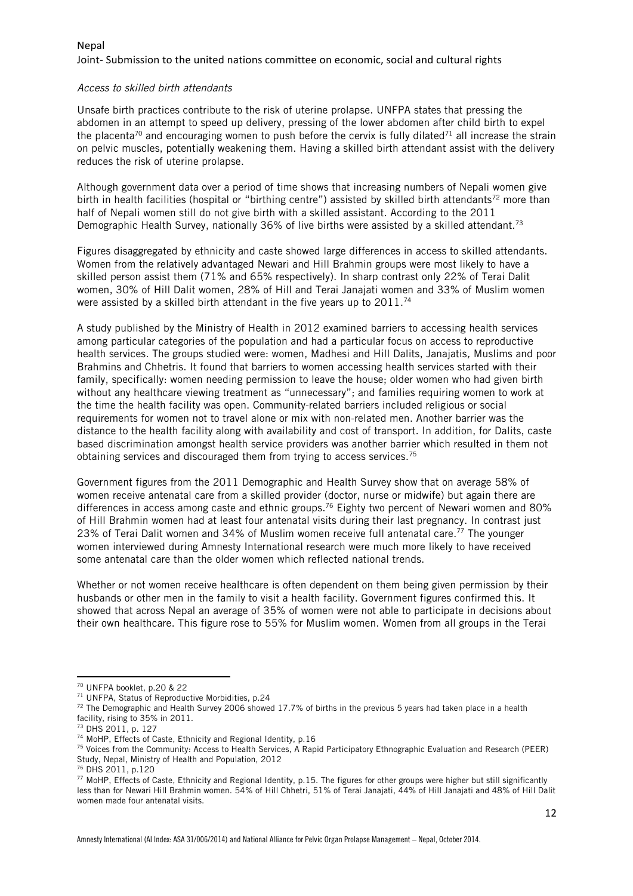*Access to skilled birth attendants*

Unsafe birth practices contribute to the risk of uterine prolapse. UNFPA states that pressing the abdomen in an attempt to speed up delivery, pressing of the lower abdomen after child birth to expel the placenta[70] and encouraging women to push before the cervix is fully dilated[71] all increase the strain on pelvic muscles, potentially weakening them. Having a skilled birth attendant assist with the delivery reduces the risk of uterine prolapse.

Although government data over a period of time shows that increasing numbers of Nepali women give birth in health facilities (hospital or "birthing centre") assisted by skilled birth attendants[72] more than half of Nepali women still do not give birth with a skilled assistant. According to the 2011 Demographic Health Survey, nationally 36% of live births were assisted by a skilled attendant.[73]

Figures disaggregated by ethnicity and caste showed large differences in access to skilled attendants. Women from the relatively advantaged Newari and Hill Brahmin groups were most likely to have a skilled person assist them (71% and 65% respectively). In sharp contrast only 22% of Terai Dalit women, 30% of Hill Dalit women, 28% of Hill and Terai Janajati women and 33% of Muslim women were assisted by a skilled birth attendant in the five years up to 2011.[74]

A study published by the Ministry of Health in 2012 examined barriers to accessing health services among particular categories of the population and had a particular focus on access to reproductive health services. The groups studied were: women, Madhesi and Hill Dalits, Janajatis, Muslims and poor Brahmins and Chhetris. It found that barriers to women accessing health services started with their family, specifically: women needing permission to leave the house; older women who had given birth without any healthcare viewing treatment as "unnecessary"; and families requiring women to work at the time the health facility was open. Community-related barriers included religious or social requirements for women not to travel alone or mix with non-related men. Another barrier was the distance to the health facility along with availability and cost of transport. In addition, for Dalits, caste based discrimination amongst health service providers was another barrier which resulted in them not obtaining services and discouraged them from trying to access services.[75]

Government figures from the 2011 Demographic and Health Survey show that on average 58% of women receive antenatal care from a skilled provider (doctor, nurse or midwife) but again there are differences in access among caste and ethnic groups.[76] Eighty two percent of Newari women and 80% of Hill Brahmin women had at least four antenatal visits during their last pregnancy. In contrast just 23% of Terai Dalit women and 34% of Muslim women receive full antenatal care.[77] The younger women interviewed during Amnesty International research were much more likely to have received some antenatal care than the older women which reflected national trends.

Whether or not women receive healthcare is often dependent on them being given permission by their husbands or other men in the family to visit a health facility. Government figures confirmed this. It showed that across Nepal an average of 35% of women were not able to participate in decisions about their own healthcare. This figure rose to 55% for Muslim women. Women from all groups in the Terai

---

[70] UNFPA booklet, p.20 & 22

[71] UNFPA, Status of Reproductive Morbidities, p.24

[72] The Demographic and Health Survey 2006 showed 17.7% of births in the previous 5 years had taken place in a health facility, rising to 35% in 2011.

[73] DHS 2011, p. 127

[74] MoHP, Effects of Caste, Ethnicity and Regional Identity, p.16

[75] Voices from the Community: Access to Health Services, A Rapid Participatory Ethnographic Evaluation and Research (PEER) Study, Nepal, Ministry of Health and Population, 2012

[76] DHS 2011, p.120

[77] MoHP, Effects of Caste, Ethnicity and Regional Identity, p.15. The figures for other groups were higher but still significantly less than for Newari Hill Brahmin women. 54% of Hill Chhetri, 51% of Terai Janajati, 44% of Hill Janajati and 48% of Hill Dalit women made four antenatal visits.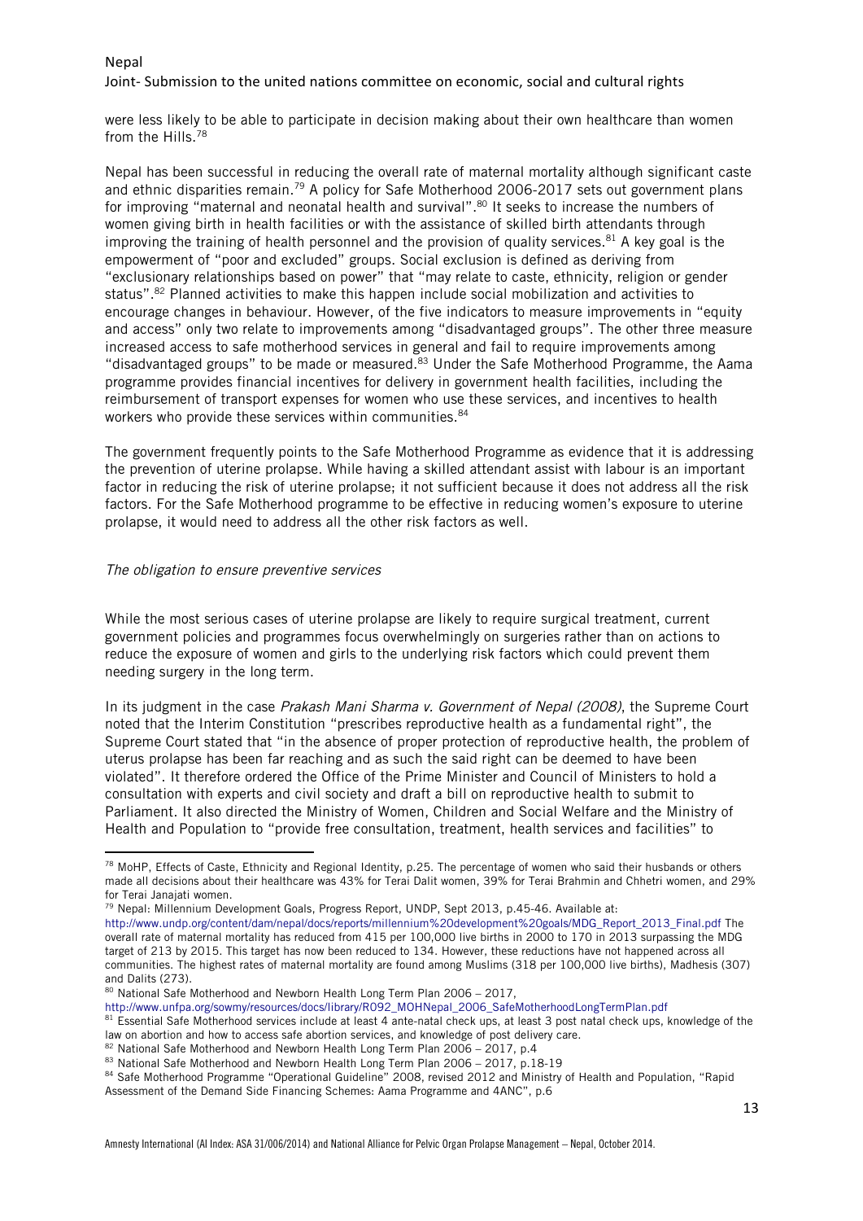were less likely to be able to participate in decision making about their own healthcare than women from the Hills.[78]

Nepal has been successful in reducing the overall rate of maternal mortality although significant caste and ethnic disparities remain.[79] A policy for Safe Motherhood 2006-2017 sets out government plans for improving "maternal and neonatal health and survival".[80] It seeks to increase the numbers of women giving birth in health facilities or with the assistance of skilled birth attendants through improving the training of health personnel and the provision of quality services.[81] A key goal is the empowerment of "poor and excluded" groups. Social exclusion is defined as deriving from "exclusionary relationships based on power" that "may relate to caste, ethnicity, religion or gender status".[82] Planned activities to make this happen include social mobilization and activities to encourage changes in behaviour. However, of the five indicators to measure improvements in "equity and access" only two relate to improvements among "disadvantaged groups". The other three measure increased access to safe motherhood services in general and fail to require improvements among "disadvantaged groups" to be made or measured.[83] Under the Safe Motherhood Programme, the Aama programme provides financial incentives for delivery in government health facilities, including the reimbursement of transport expenses for women who use these services, and incentives to health workers who provide these services within communities.[84]

The government frequently points to the Safe Motherhood Programme as evidence that it is addressing the prevention of uterine prolapse. While having a skilled attendant assist with labour is an important factor in reducing the risk of uterine prolapse; it not sufficient because it does not address all the risk factors. For the Safe Motherhood programme to be effective in reducing women's exposure to uterine prolapse, it would need to address all the other risk factors as well.

*The obligation to ensure preventive services*

While the most serious cases of uterine prolapse are likely to require surgical treatment, current government policies and programmes focus overwhelmingly on surgeries rather than on actions to reduce the exposure of women and girls to the underlying risk factors which could prevent them needing surgery in the long term.

In its judgment in the case *Prakash Mani Sharma v. Government of Nepal (2008)*, the Supreme Court noted that the Interim Constitution "prescribes reproductive health as a fundamental right", the Supreme Court stated that "in the absence of proper protection of reproductive health, the problem of uterus prolapse has been far reaching and as such the said right can be deemed to have been violated". It therefore ordered the Office of the Prime Minister and Council of Ministers to hold a consultation with experts and civil society and draft a bill on reproductive health to submit to Parliament. It also directed the Ministry of Women, Children and Social Welfare and the Ministry of Health and Population to "provide free consultation, treatment, health services and facilities" to

---

[78] MoHP, Effects of Caste, Ethnicity and Regional Identity, p.25. The percentage of women who said their husbands or others made all decisions about their healthcare was 43% for Terai Dalit women, 39% for Terai Brahmin and Chhetri women, and 29% for Terai Janajati women.

[79] Nepal: Millennium Development Goals, Progress Report, UNDP, Sept 2013, p.45-46. Available at: http://www.undp.org/content/dam/nepal/docs/reports/millennium%20development%20goals/MDG_Report_2013_Final.pdf The overall rate of maternal mortality has reduced from 415 per 100,000 live births in 2000 to 170 in 2013 surpassing the MDG target of 213 by 2015. This target has now been reduced to 134. However, these reductions have not happened across all communities. The highest rates of maternal mortality are found among Muslims (318 per 100,000 live births), Madhesis (307) and Dalits (273).

[80] National Safe Motherhood and Newborn Health Long Term Plan 2006 – 2017, http://www.unfpa.org/sowmy/resources/docs/library/R092_MOHNepal_2006_SafeMotherhoodLongTermPlan.pdf

[81] Essential Safe Motherhood services include at least 4 ante-natal check ups, at least 3 post natal check ups, knowledge of the law on abortion and how to access safe abortion services, and knowledge of post delivery care.

[82] National Safe Motherhood and Newborn Health Long Term Plan 2006 – 2017, p.4

[83] National Safe Motherhood and Newborn Health Long Term Plan 2006 – 2017, p.18-19

[84] Safe Motherhood Programme "Operational Guideline" 2008, revised 2012 and Ministry of Health and Population, "Rapid Assessment of the Demand Side Financing Schemes: Aama Programme and 4ANC", p.6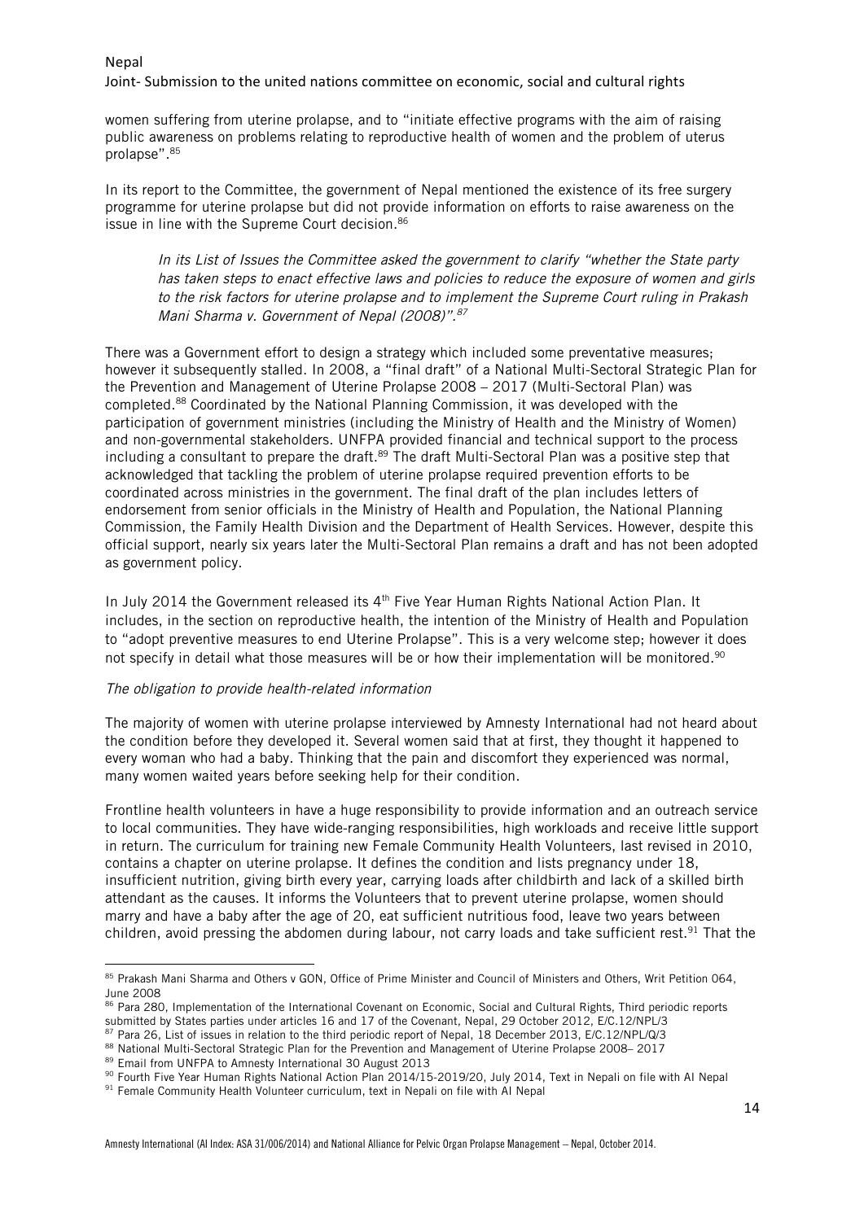women suffering from uterine prolapse, and to "initiate effective programs with the aim of raising public awareness on problems relating to reproductive health of women and the problem of uterus prolapse".[85]

In its report to the Committee, the government of Nepal mentioned the existence of its free surgery programme for uterine prolapse but did not provide information on efforts to raise awareness on the issue in line with the Supreme Court decision.[86]

> *In its List of Issues the Committee asked the government to clarify "whether the State party has taken steps to enact effective laws and policies to reduce the exposure of women and girls to the risk factors for uterine prolapse and to implement the Supreme Court ruling in Prakash Mani Sharma v. Government of Nepal (2008)".*[87]

There was a Government effort to design a strategy which included some preventative measures; however it subsequently stalled. In 2008, a "final draft" of a National Multi-Sectoral Strategic Plan for the Prevention and Management of Uterine Prolapse 2008 – 2017 (Multi-Sectoral Plan) was completed.[88] Coordinated by the National Planning Commission, it was developed with the participation of government ministries (including the Ministry of Health and the Ministry of Women) and non-governmental stakeholders. UNFPA provided financial and technical support to the process including a consultant to prepare the draft.[89] The draft Multi-Sectoral Plan was a positive step that acknowledged that tackling the problem of uterine prolapse required prevention efforts to be coordinated across ministries in the government. The final draft of the plan includes letters of endorsement from senior officials in the Ministry of Health and Population, the National Planning Commission, the Family Health Division and the Department of Health Services. However, despite this official support, nearly six years later the Multi-Sectoral Plan remains a draft and has not been adopted as government policy.

In July 2014 the Government released its 4th Five Year Human Rights National Action Plan. It includes, in the section on reproductive health, the intention of the Ministry of Health and Population to "adopt preventive measures to end Uterine Prolapse". This is a very welcome step; however it does not specify in detail what those measures will be or how their implementation will be monitored.[90]

*The obligation to provide health-related information*

The majority of women with uterine prolapse interviewed by Amnesty International had not heard about the condition before they developed it. Several women said that at first, they thought it happened to every woman who had a baby. Thinking that the pain and discomfort they experienced was normal, many women waited years before seeking help for their condition.

Frontline health volunteers in have a huge responsibility to provide information and an outreach service to local communities. They have wide-ranging responsibilities, high workloads and receive little support in return. The curriculum for training new Female Community Health Volunteers, last revised in 2010, contains a chapter on uterine prolapse. It defines the condition and lists pregnancy under 18, insufficient nutrition, giving birth every year, carrying loads after childbirth and lack of a skilled birth attendant as the causes. It informs the Volunteers that to prevent uterine prolapse, women should marry and have a baby after the age of 20, eat sufficient nutritious food, leave two years between children, avoid pressing the abdomen during labour, not carry loads and take sufficient rest.[91] That the

---

[85] Prakash Mani Sharma and Others v GON, Office of Prime Minister and Council of Ministers and Others, Writ Petition 064, June 2008

[86] Para 280, Implementation of the International Covenant on Economic, Social and Cultural Rights, Third periodic reports submitted by States parties under articles 16 and 17 of the Covenant, Nepal, 29 October 2012, E/C.12/NPL/3

[87] Para 26, List of issues in relation to the third periodic report of Nepal, 18 December 2013, E/C.12/NPL/Q/3

[88] National Multi-Sectoral Strategic Plan for the Prevention and Management of Uterine Prolapse 2008– 2017

[89] Email from UNFPA to Amnesty International 30 August 2013

[90] Fourth Five Year Human Rights National Action Plan 2014/15-2019/20, July 2014, Text in Nepali on file with AI Nepal

[91] Female Community Health Volunteer curriculum, text in Nepali on file with AI Nepal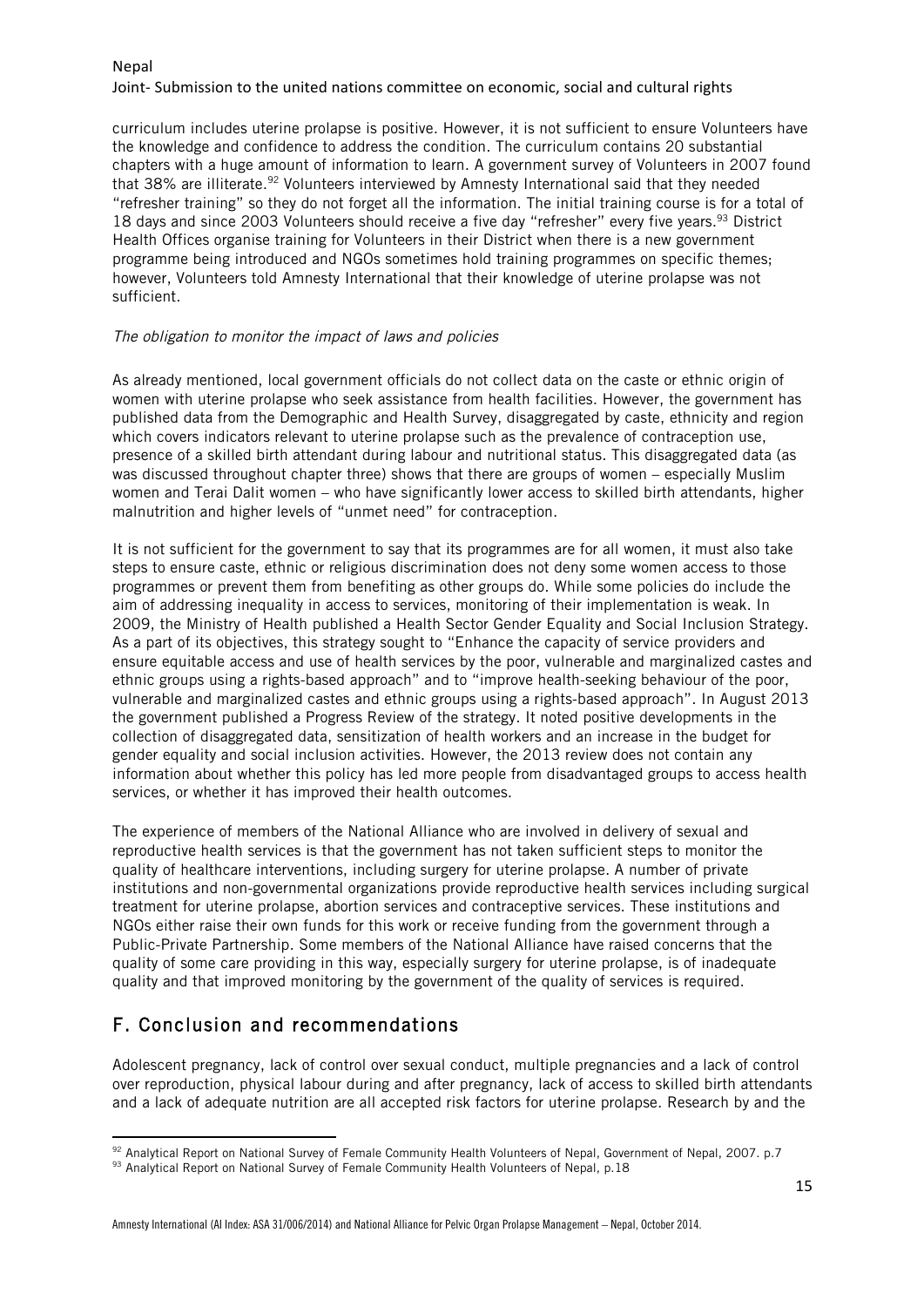curriculum includes uterine prolapse is positive. However, it is not sufficient to ensure Volunteers have the knowledge and confidence to address the condition. The curriculum contains 20 substantial chapters with a huge amount of information to learn. A government survey of Volunteers in 2007 found that 38% are illiterate.[92] Volunteers interviewed by Amnesty International said that they needed "refresher training" so they do not forget all the information. The initial training course is for a total of 18 days and since 2003 Volunteers should receive a five day "refresher" every five years.[93] District Health Offices organise training for Volunteers in their District when there is a new government programme being introduced and NGOs sometimes hold training programmes on specific themes; however, Volunteers told Amnesty International that their knowledge of uterine prolapse was not sufficient.

*The obligation to monitor the impact of laws and policies*

As already mentioned, local government officials do not collect data on the caste or ethnic origin of women with uterine prolapse who seek assistance from health facilities. However, the government has published data from the Demographic and Health Survey, disaggregated by caste, ethnicity and region which covers indicators relevant to uterine prolapse such as the prevalence of contraception use, presence of a skilled birth attendant during labour and nutritional status. This disaggregated data (as was discussed throughout chapter three) shows that there are groups of women – especially Muslim women and Terai Dalit women – who have significantly lower access to skilled birth attendants, higher malnutrition and higher levels of "unmet need" for contraception.

It is not sufficient for the government to say that its programmes are for all women, it must also take steps to ensure caste, ethnic or religious discrimination does not deny some women access to those programmes or prevent them from benefiting as other groups do. While some policies do include the aim of addressing inequality in access to services, monitoring of their implementation is weak. In 2009, the Ministry of Health published a Health Sector Gender Equality and Social Inclusion Strategy. As a part of its objectives, this strategy sought to "Enhance the capacity of service providers and ensure equitable access and use of health services by the poor, vulnerable and marginalized castes and ethnic groups using a rights-based approach" and to "improve health-seeking behaviour of the poor, vulnerable and marginalized castes and ethnic groups using a rights-based approach". In August 2013 the government published a Progress Review of the strategy. It noted positive developments in the collection of disaggregated data, sensitization of health workers and an increase in the budget for gender equality and social inclusion activities. However, the 2013 review does not contain any information about whether this policy has led more people from disadvantaged groups to access health services, or whether it has improved their health outcomes.

The experience of members of the National Alliance who are involved in delivery of sexual and reproductive health services is that the government has not taken sufficient steps to monitor the quality of healthcare interventions, including surgery for uterine prolapse. A number of private institutions and non-governmental organizations provide reproductive health services including surgical treatment for uterine prolapse, abortion services and contraceptive services. These institutions and NGOs either raise their own funds for this work or receive funding from the government through a Public-Private Partnership. Some members of the National Alliance have raised concerns that the quality of some care providing in this way, especially surgery for uterine prolapse, is of inadequate quality and that improved monitoring by the government of the quality of services is required.

## F. Conclusion and recommendations

Adolescent pregnancy, lack of control over sexual conduct, multiple pregnancies and a lack of control over reproduction, physical labour during and after pregnancy, lack of access to skilled birth attendants and a lack of adequate nutrition are all accepted risk factors for uterine prolapse. Research by and the

[92] Analytical Report on National Survey of Female Community Health Volunteers of Nepal, Government of Nepal, 2007. p.7

[93] Analytical Report on National Survey of Female Community Health Volunteers of Nepal, p.18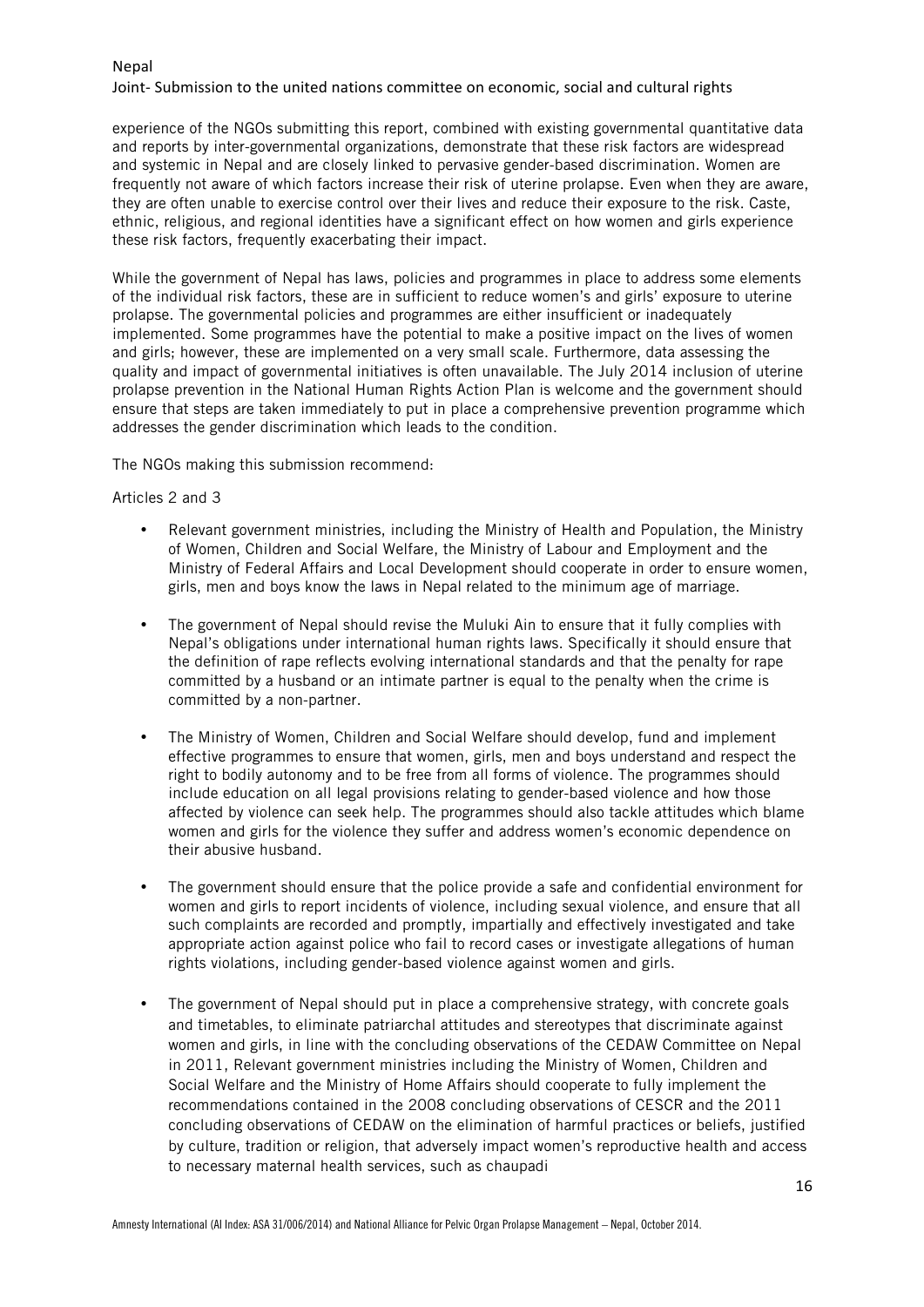experience of the NGOs submitting this report, combined with existing governmental quantitative data and reports by inter-governmental organizations, demonstrate that these risk factors are widespread and systemic in Nepal and are closely linked to pervasive gender-based discrimination. Women are frequently not aware of which factors increase their risk of uterine prolapse. Even when they are aware, they are often unable to exercise control over their lives and reduce their exposure to the risk. Caste, ethnic, religious, and regional identities have a significant effect on how women and girls experience these risk factors, frequently exacerbating their impact.

While the government of Nepal has laws, policies and programmes in place to address some elements of the individual risk factors, these are in sufficient to reduce women's and girls' exposure to uterine prolapse. The governmental policies and programmes are either insufficient or inadequately implemented. Some programmes have the potential to make a positive impact on the lives of women and girls; however, these are implemented on a very small scale. Furthermore, data assessing the quality and impact of governmental initiatives is often unavailable. The July 2014 inclusion of uterine prolapse prevention in the National Human Rights Action Plan is welcome and the government should ensure that steps are taken immediately to put in place a comprehensive prevention programme which addresses the gender discrimination which leads to the condition.

The NGOs making this submission recommend:

Articles 2 and 3

- Relevant government ministries, including the Ministry of Health and Population, the Ministry of Women, Children and Social Welfare, the Ministry of Labour and Employment and the Ministry of Federal Affairs and Local Development should cooperate in order to ensure women, girls, men and boys know the laws in Nepal related to the minimum age of marriage.
- The government of Nepal should revise the Muluki Ain to ensure that it fully complies with Nepal's obligations under international human rights laws. Specifically it should ensure that the definition of rape reflects evolving international standards and that the penalty for rape committed by a husband or an intimate partner is equal to the penalty when the crime is committed by a non-partner.
- The Ministry of Women, Children and Social Welfare should develop, fund and implement effective programmes to ensure that women, girls, men and boys understand and respect the right to bodily autonomy and to be free from all forms of violence. The programmes should include education on all legal provisions relating to gender-based violence and how those affected by violence can seek help. The programmes should also tackle attitudes which blame women and girls for the violence they suffer and address women's economic dependence on their abusive husband.
- The government should ensure that the police provide a safe and confidential environment for women and girls to report incidents of violence, including sexual violence, and ensure that all such complaints are recorded and promptly, impartially and effectively investigated and take appropriate action against police who fail to record cases or investigate allegations of human rights violations, including gender-based violence against women and girls.
- The government of Nepal should put in place a comprehensive strategy, with concrete goals and timetables, to eliminate patriarchal attitudes and stereotypes that discriminate against women and girls, in line with the concluding observations of the CEDAW Committee on Nepal in 2011, Relevant government ministries including the Ministry of Women, Children and Social Welfare and the Ministry of Home Affairs should cooperate to fully implement the recommendations contained in the 2008 concluding observations of CESCR and the 2011 concluding observations of CEDAW on the elimination of harmful practices or beliefs, justified by culture, tradition or religion, that adversely impact women's reproductive health and access to necessary maternal health services, such as chaupadi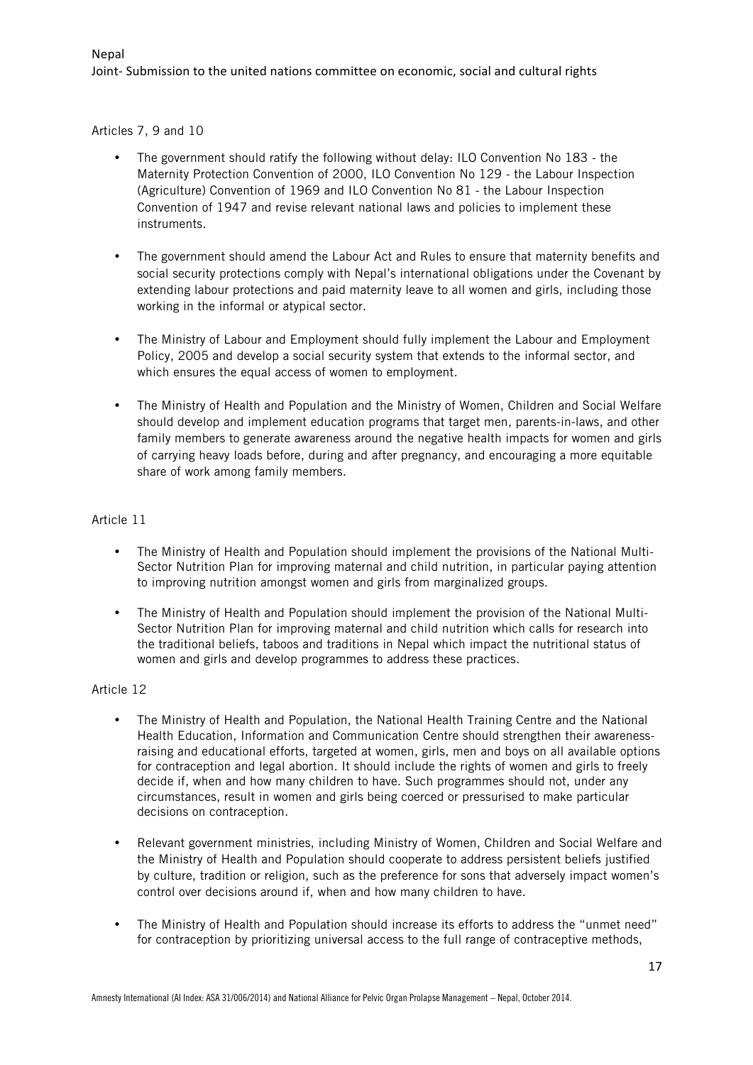Articles 7, 9 and 10

- The government should ratify the following without delay: ILO Convention No 183 - the Maternity Protection Convention of 2000, ILO Convention No 129 - the Labour Inspection (Agriculture) Convention of 1969 and ILO Convention No 81 - the Labour Inspection Convention of 1947 and revise relevant national laws and policies to implement these instruments.

- The government should amend the Labour Act and Rules to ensure that maternity benefits and social security protections comply with Nepal's international obligations under the Covenant by extending labour protections and paid maternity leave to all women and girls, including those working in the informal or atypical sector.

- The Ministry of Labour and Employment should fully implement the Labour and Employment Policy, 2005 and develop a social security system that extends to the informal sector, and which ensures the equal access of women to employment.

- The Ministry of Health and Population and the Ministry of Women, Children and Social Welfare should develop and implement education programs that target men, parents-in-laws, and other family members to generate awareness around the negative health impacts for women and girls of carrying heavy loads before, during and after pregnancy, and encouraging a more equitable share of work among family members.

Article 11

- The Ministry of Health and Population should implement the provisions of the National Multi-Sector Nutrition Plan for improving maternal and child nutrition, in particular paying attention to improving nutrition amongst women and girls from marginalized groups.

- The Ministry of Health and Population should implement the provision of the National Multi-Sector Nutrition Plan for improving maternal and child nutrition which calls for research into the traditional beliefs, taboos and traditions in Nepal which impact the nutritional status of women and girls and develop programmes to address these practices.

Article 12

- The Ministry of Health and Population, the National Health Training Centre and the National Health Education, Information and Communication Centre should strengthen their awareness-raising and educational efforts, targeted at women, girls, men and boys on all available options for contraception and legal abortion. It should include the rights of women and girls to freely decide if, when and how many children to have. Such programmes should not, under any circumstances, result in women and girls being coerced or pressurised to make particular decisions on contraception.

- Relevant government ministries, including Ministry of Women, Children and Social Welfare and the Ministry of Health and Population should cooperate to address persistent beliefs justified by culture, tradition or religion, such as the preference for sons that adversely impact women's control over decisions around if, when and how many children to have.

- The Ministry of Health and Population should increase its efforts to address the "unmet need" for contraception by prioritizing universal access to the full range of contraceptive methods,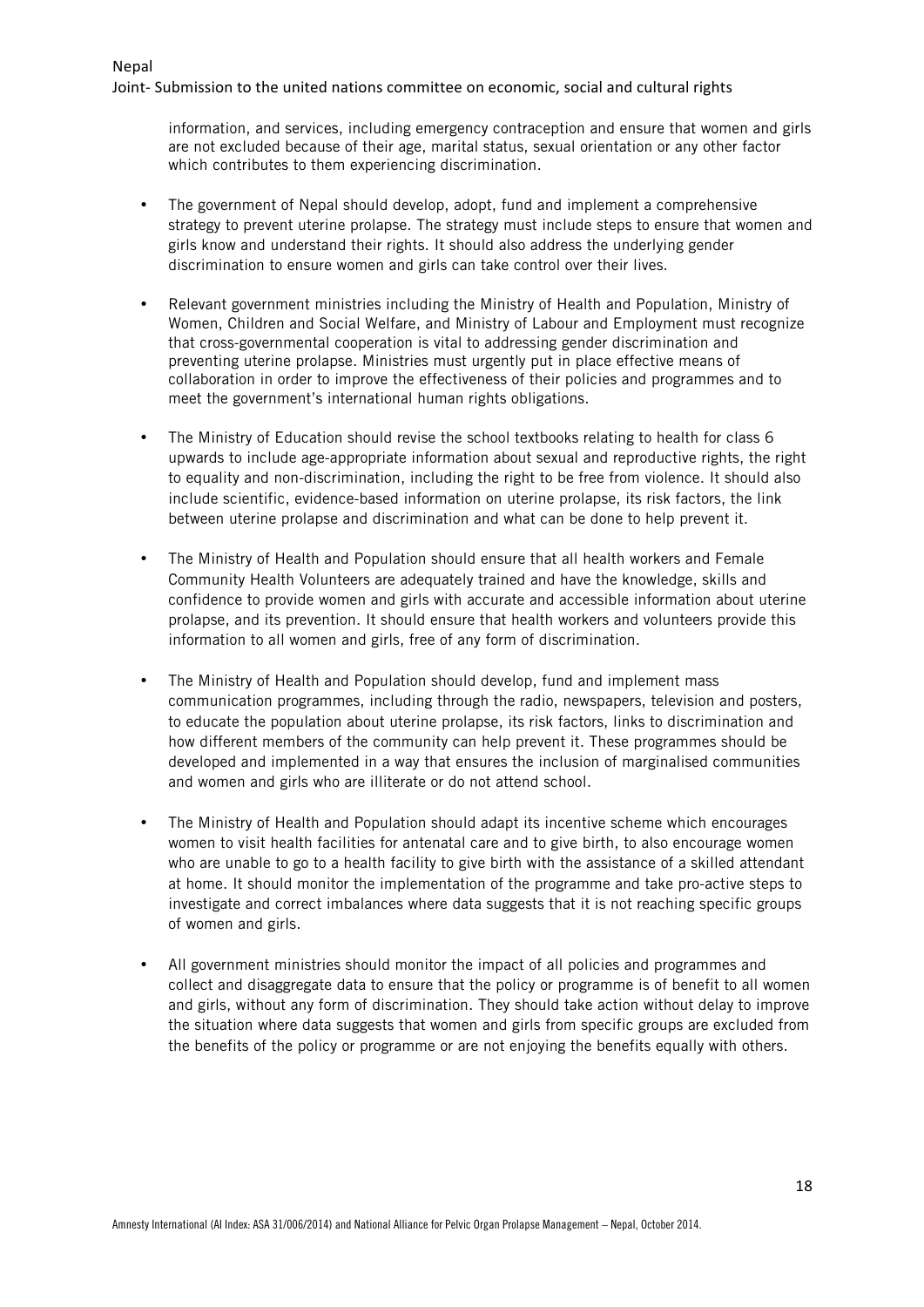information, and services, including emergency contraception and ensure that women and girls are not excluded because of their age, marital status, sexual orientation or any other factor which contributes to them experiencing discrimination.

- The government of Nepal should develop, adopt, fund and implement a comprehensive strategy to prevent uterine prolapse. The strategy must include steps to ensure that women and girls know and understand their rights. It should also address the underlying gender discrimination to ensure women and girls can take control over their lives.

- Relevant government ministries including the Ministry of Health and Population, Ministry of Women, Children and Social Welfare, and Ministry of Labour and Employment must recognize that cross-governmental cooperation is vital to addressing gender discrimination and preventing uterine prolapse. Ministries must urgently put in place effective means of collaboration in order to improve the effectiveness of their policies and programmes and to meet the government's international human rights obligations.

- The Ministry of Education should revise the school textbooks relating to health for class 6 upwards to include age-appropriate information about sexual and reproductive rights, the right to equality and non-discrimination, including the right to be free from violence. It should also include scientific, evidence-based information on uterine prolapse, its risk factors, the link between uterine prolapse and discrimination and what can be done to help prevent it.

- The Ministry of Health and Population should ensure that all health workers and Female Community Health Volunteers are adequately trained and have the knowledge, skills and confidence to provide women and girls with accurate and accessible information about uterine prolapse, and its prevention. It should ensure that health workers and volunteers provide this information to all women and girls, free of any form of discrimination.

- The Ministry of Health and Population should develop, fund and implement mass communication programmes, including through the radio, newspapers, television and posters, to educate the population about uterine prolapse, its risk factors, links to discrimination and how different members of the community can help prevent it. These programmes should be developed and implemented in a way that ensures the inclusion of marginalised communities and women and girls who are illiterate or do not attend school.

- The Ministry of Health and Population should adapt its incentive scheme which encourages women to visit health facilities for antenatal care and to give birth, to also encourage women who are unable to go to a health facility to give birth with the assistance of a skilled attendant at home. It should monitor the implementation of the programme and take pro-active steps to investigate and correct imbalances where data suggests that it is not reaching specific groups of women and girls.

- All government ministries should monitor the impact of all policies and programmes and collect and disaggregate data to ensure that the policy or programme is of benefit to all women and girls, without any form of discrimination. They should take action without delay to improve the situation where data suggests that women and girls from specific groups are excluded from the benefits of the policy or programme or are not enjoying the benefits equally with others.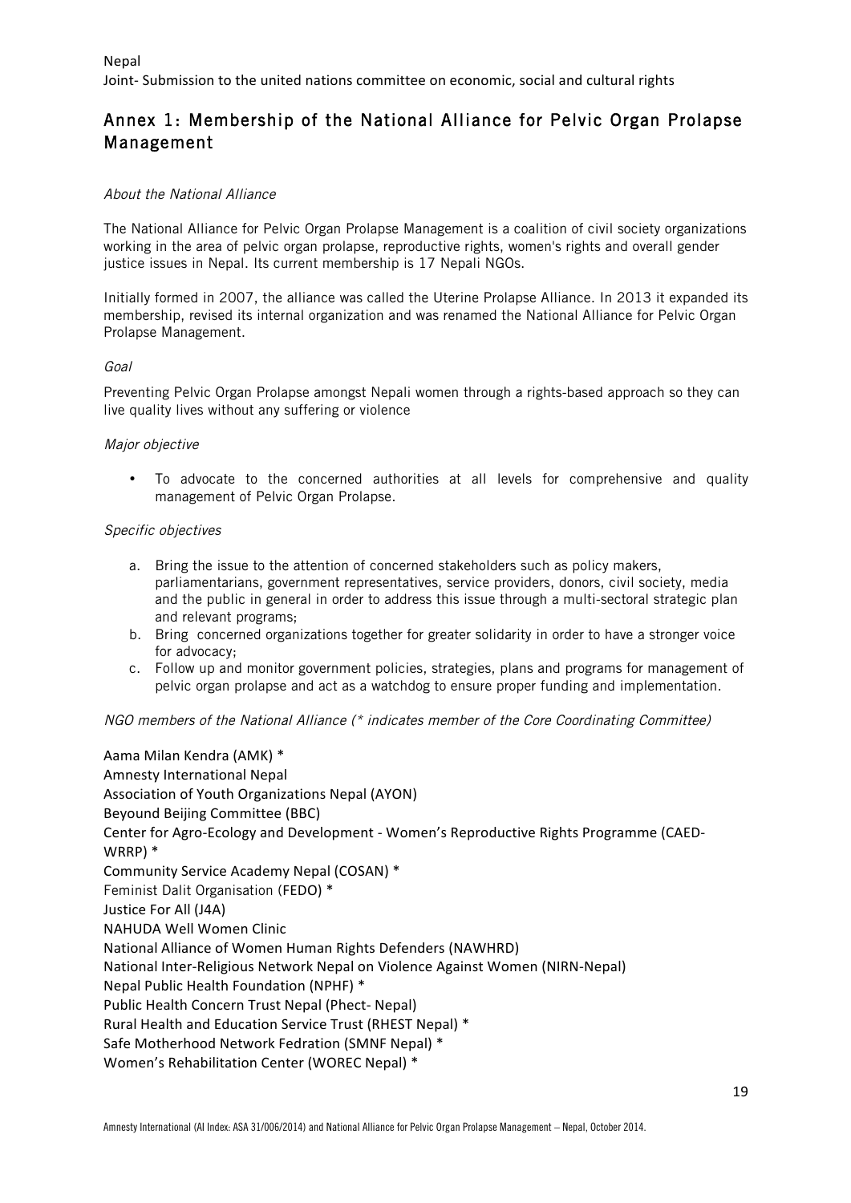## Annex 1: Membership of the National Alliance for Pelvic Organ Prolapse Management

*About the National Alliance*

The National Alliance for Pelvic Organ Prolapse Management is a coalition of civil society organizations working in the area of pelvic organ prolapse, reproductive rights, women's rights and overall gender justice issues in Nepal. Its current membership is 17 Nepali NGOs.

Initially formed in 2007, the alliance was called the Uterine Prolapse Alliance. In 2013 it expanded its membership, revised its internal organization and was renamed the National Alliance for Pelvic Organ Prolapse Management.

*Goal*

Preventing Pelvic Organ Prolapse amongst Nepali women through a rights-based approach so they can live quality lives without any suffering or violence

*Major objective*

- To advocate to the concerned authorities at all levels for comprehensive and quality management of Pelvic Organ Prolapse.

*Specific objectives*

a. Bring the issue to the attention of concerned stakeholders such as policy makers, parliamentarians, government representatives, service providers, donors, civil society, media and the public in general in order to address this issue through a multi-sectoral strategic plan and relevant programs;
b. Bring concerned organizations together for greater solidarity in order to have a stronger voice for advocacy;
c. Follow up and monitor government policies, strategies, plans and programs for management of pelvic organ prolapse and act as a watchdog to ensure proper funding and implementation.

*NGO members of the National Alliance (* indicates member of the Core Coordinating Committee)*

Aama Milan Kendra (AMK) *
Amnesty International Nepal
Association of Youth Organizations Nepal (AYON)
Beyound Beijing Committee (BBC)
Center for Agro-Ecology and Development - Women's Reproductive Rights Programme (CAED-WRRP) *
Community Service Academy Nepal (COSAN) *
Feminist Dalit Organisation (FEDO) *
Justice For All (J4A)
NAHUDA Well Women Clinic
National Alliance of Women Human Rights Defenders (NAWHRD)
National Inter-Religious Network Nepal on Violence Against Women (NIRN-Nepal)
Nepal Public Health Foundation (NPHF) *
Public Health Concern Trust Nepal (Phect- Nepal)
Rural Health and Education Service Trust (RHEST Nepal) *
Safe Motherhood Network Fedration (SMNF Nepal) *
Women's Rehabilitation Center (WOREC Nepal) *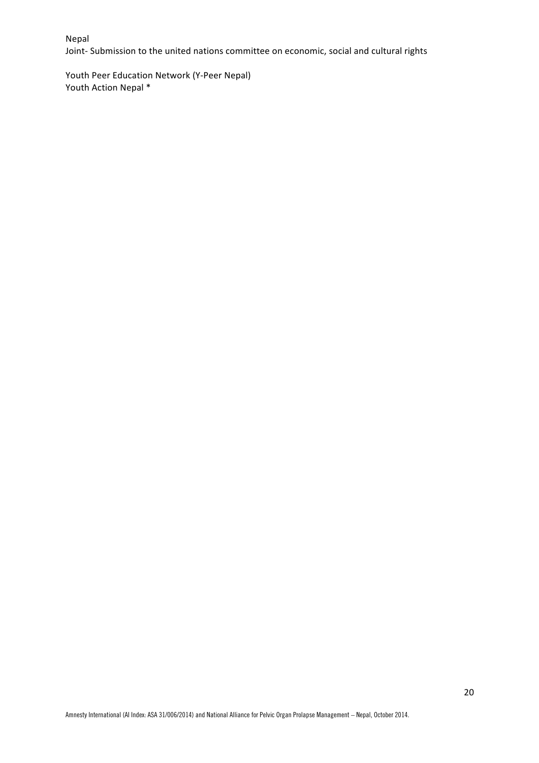Nepal
Joint- Submission to the united nations committee on economic, social and cultural rights

Youth Peer Education Network (Y-Peer Nepal)
Youth Action Nepal *